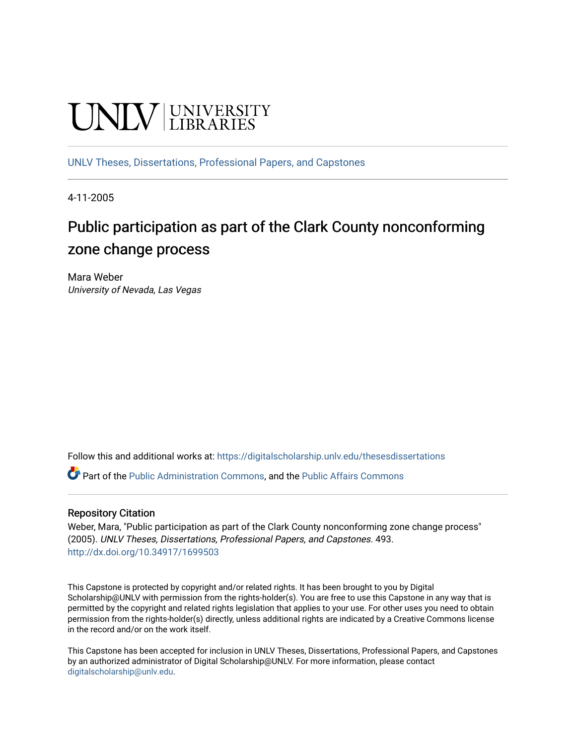UNLV | UNIVERSITY LIBRARIES

UNLV Theses, Dissertations, Professional Papers, and Capstones

4-11-2005

# Public participation as part of the Clark County nonconforming zone change process

Mara Weber
*University of Nevada, Las Vegas*

Follow this and additional works at: https://digitalscholarship.unlv.edu/thesesdissertations

Part of the Public Administration Commons, and the Public Affairs Commons

## Repository Citation

Weber, Mara, "Public participation as part of the Clark County nonconforming zone change process" (2005). *UNLV Theses, Dissertations, Professional Papers, and Capstones*. 493.
http://dx.doi.org/10.34917/1699503

This Capstone is protected by copyright and/or related rights. It has been brought to you by Digital Scholarship@UNLV with permission from the rights-holder(s). You are free to use this Capstone in any way that is permitted by the copyright and related rights legislation that applies to your use. For other uses you need to obtain permission from the rights-holder(s) directly, unless additional rights are indicated by a Creative Commons license in the record and/or on the work itself.

This Capstone has been accepted for inclusion in UNLV Theses, Dissertations, Professional Papers, and Capstones by an authorized administrator of Digital Scholarship@UNLV. For more information, please contact digitalscholarship@unlv.edu.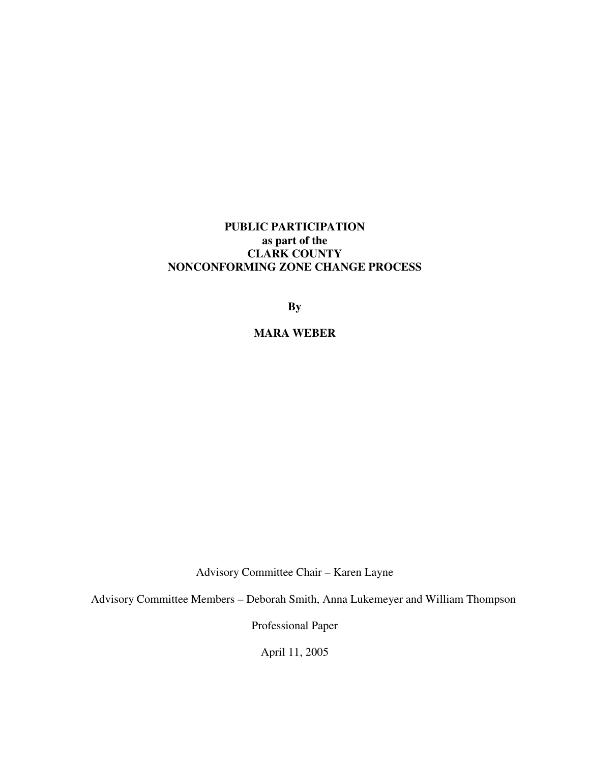# PUBLIC PARTICIPATION as part of the CLARK COUNTY NONCONFORMING ZONE CHANGE PROCESS

**By**

**MARA WEBER**

Advisory Committee Chair – Karen Layne

Advisory Committee Members – Deborah Smith, Anna Lukemeyer and William Thompson

Professional Paper

April 11, 2005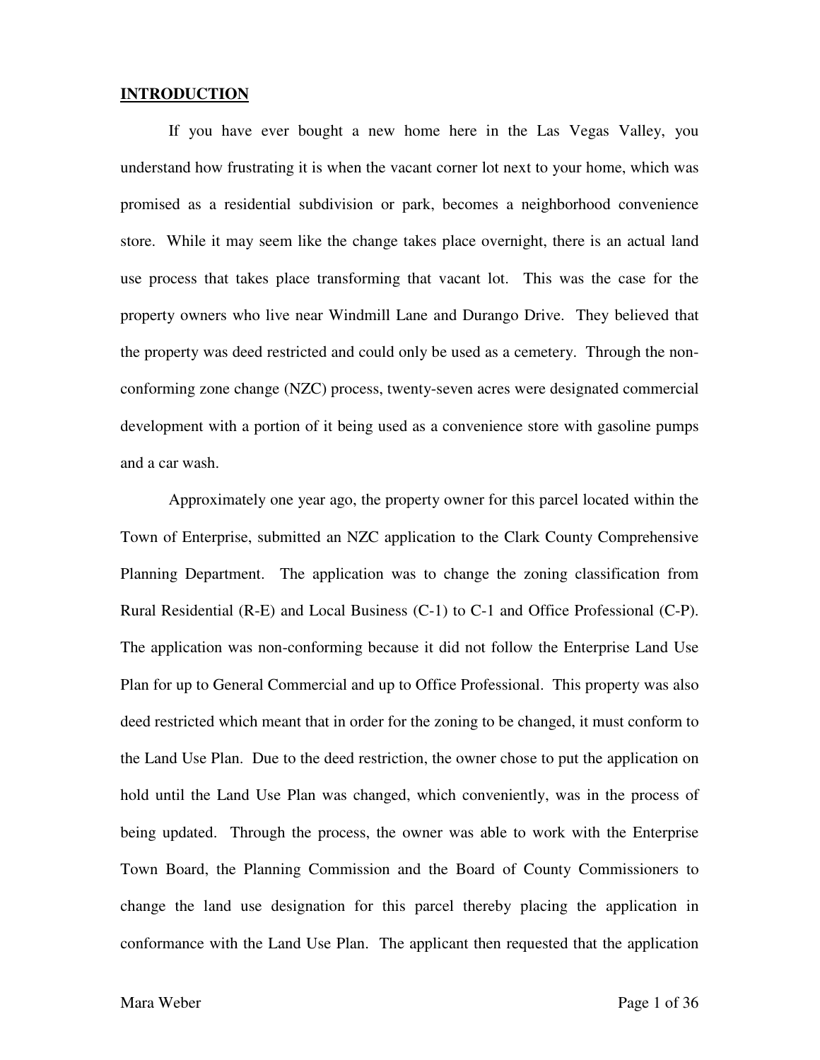## INTRODUCTION

If you have ever bought a new home here in the Las Vegas Valley, you understand how frustrating it is when the vacant corner lot next to your home, which was promised as a residential subdivision or park, becomes a neighborhood convenience store. While it may seem like the change takes place overnight, there is an actual land use process that takes place transforming that vacant lot. This was the case for the property owners who live near Windmill Lane and Durango Drive. They believed that the property was deed restricted and could only be used as a cemetery. Through the non-conforming zone change (NZC) process, twenty-seven acres were designated commercial development with a portion of it being used as a convenience store with gasoline pumps and a car wash.

Approximately one year ago, the property owner for this parcel located within the Town of Enterprise, submitted an NZC application to the Clark County Comprehensive Planning Department. The application was to change the zoning classification from Rural Residential (R-E) and Local Business (C-1) to C-1 and Office Professional (C-P). The application was non-conforming because it did not follow the Enterprise Land Use Plan for up to General Commercial and up to Office Professional. This property was also deed restricted which meant that in order for the zoning to be changed, it must conform to the Land Use Plan. Due to the deed restriction, the owner chose to put the application on hold until the Land Use Plan was changed, which conveniently, was in the process of being updated. Through the process, the owner was able to work with the Enterprise Town Board, the Planning Commission and the Board of County Commissioners to change the land use designation for this parcel thereby placing the application in conformance with the Land Use Plan. The applicant then requested that the application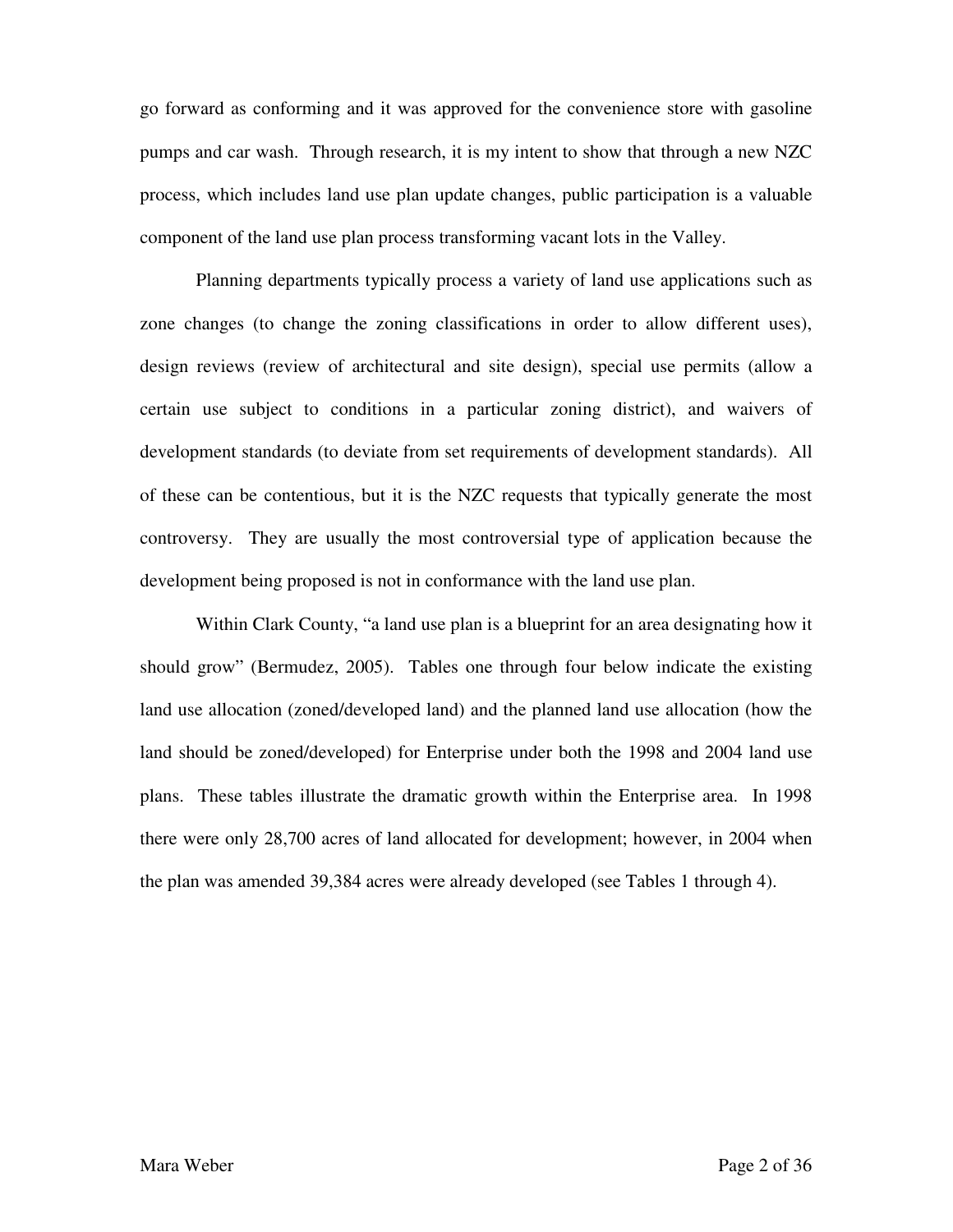go forward as conforming and it was approved for the convenience store with gasoline pumps and car wash. Through research, it is my intent to show that through a new NZC process, which includes land use plan update changes, public participation is a valuable component of the land use plan process transforming vacant lots in the Valley.

Planning departments typically process a variety of land use applications such as zone changes (to change the zoning classifications in order to allow different uses), design reviews (review of architectural and site design), special use permits (allow a certain use subject to conditions in a particular zoning district), and waivers of development standards (to deviate from set requirements of development standards). All of these can be contentious, but it is the NZC requests that typically generate the most controversy. They are usually the most controversial type of application because the development being proposed is not in conformance with the land use plan.

Within Clark County, "a land use plan is a blueprint for an area designating how it should grow" (Bermudez, 2005). Tables one through four below indicate the existing land use allocation (zoned/developed land) and the planned land use allocation (how the land should be zoned/developed) for Enterprise under both the 1998 and 2004 land use plans. These tables illustrate the dramatic growth within the Enterprise area. In 1998 there were only 28,700 acres of land allocated for development; however, in 2004 when the plan was amended 39,384 acres were already developed (see Tables 1 through 4).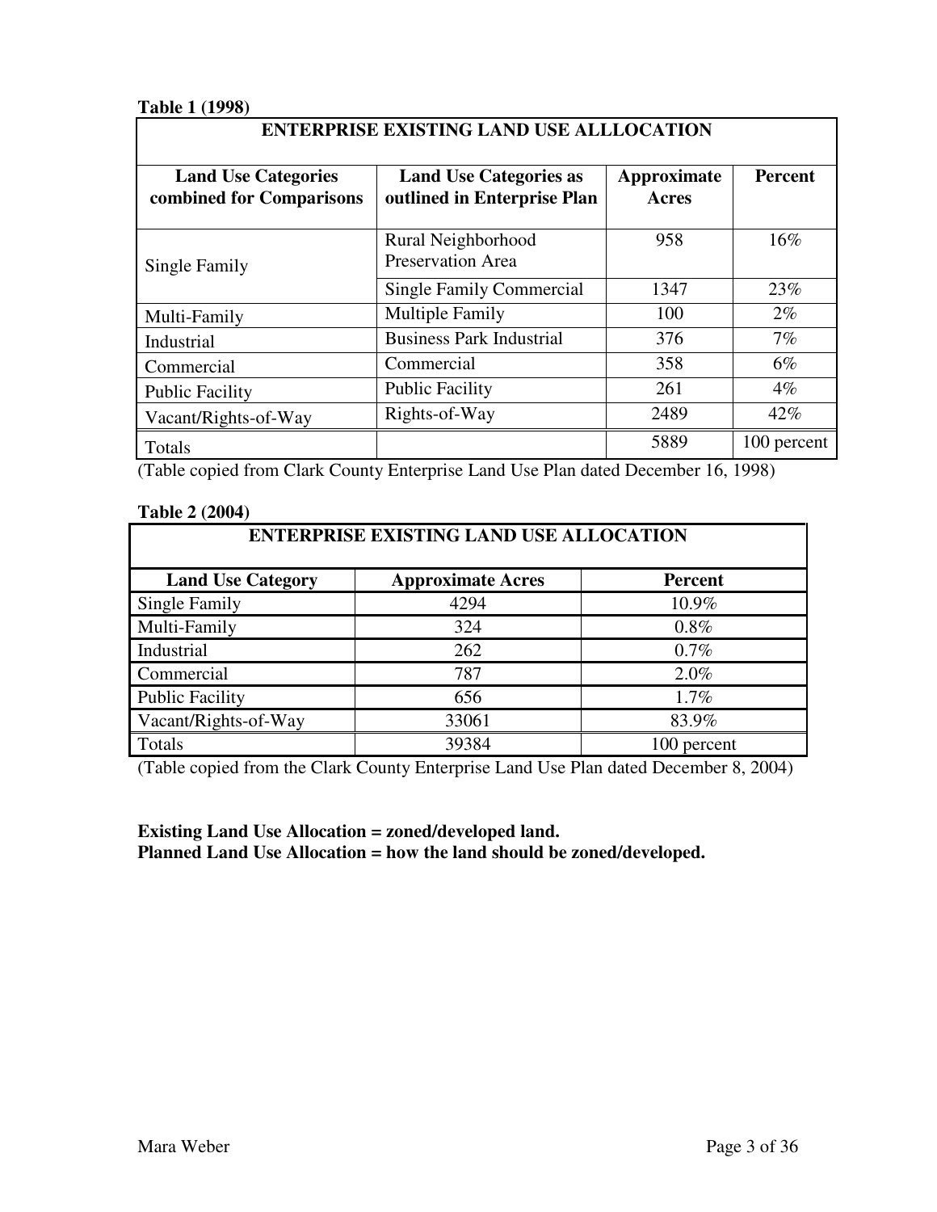**Table 1 (1998)**

| ENTERPRISE EXISTING LAND USE ALLLOCATION | | | |
|---|---|---|---|
| **Land Use Categories combined for Comparisons** | **Land Use Categories as outlined in Enterprise Plan** | **Approximate Acres** | **Percent** |
| Single Family | Rural Neighborhood Preservation Area | 958 | 16% |
| | Single Family Commercial | 1347 | 23% |
| Multi-Family | Multiple Family | 100 | 2% |
| Industrial | Business Park Industrial | 376 | 7% |
| Commercial | Commercial | 358 | 6% |
| Public Facility | Public Facility | 261 | 4% |
| Vacant/Rights-of-Way | Rights-of-Way | 2489 | 42% |
| Totals | | 5889 | 100 percent |

(Table copied from Clark County Enterprise Land Use Plan dated December 16, 1998)

**Table 2 (2004)**

| ENTERPRISE EXISTING LAND USE ALLOCATION | | |
|---|---|---|
| **Land Use Category** | **Approximate Acres** | **Percent** |
| Single Family | 4294 | 10.9% |
| Multi-Family | 324 | 0.8% |
| Industrial | 262 | 0.7% |
| Commercial | 787 | 2.0% |
| Public Facility | 656 | 1.7% |
| Vacant/Rights-of-Way | 33061 | 83.9% |
| Totals | 39384 | 100 percent |

(Table copied from the Clark County Enterprise Land Use Plan dated December 8, 2004)

**Existing Land Use Allocation = zoned/developed land.**
**Planned Land Use Allocation = how the land should be zoned/developed.**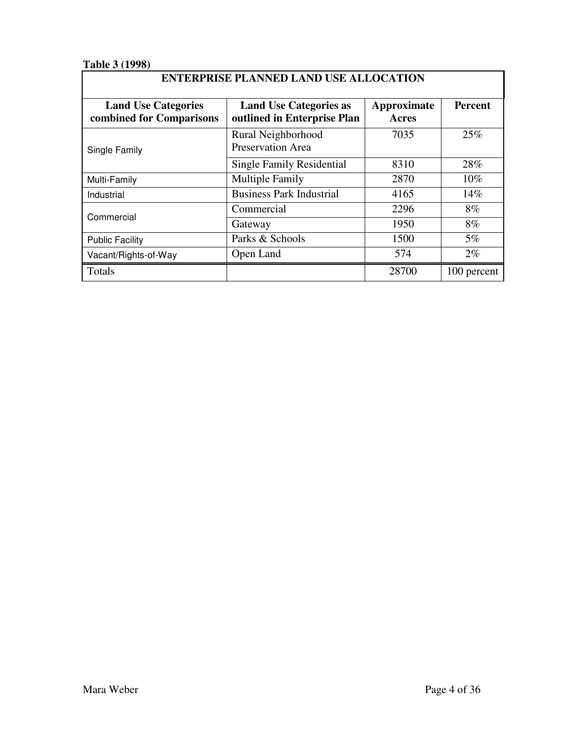**Table 3 (1998)**

| ENTERPRISE PLANNED LAND USE ALLOCATION | | | |
|---|---|---|---|
| **Land Use Categories combined for Comparisons** | **Land Use Categories as outlined in Enterprise Plan** | **Approximate Acres** | **Percent** |
| Single Family | Rural Neighborhood Preservation Area | 7035 | 25% |
| | Single Family Residential | 8310 | 28% |
| Multi-Family | Multiple Family | 2870 | 10% |
| Industrial | Business Park Industrial | 4165 | 14% |
| Commercial | Commercial | 2296 | 8% |
| | Gateway | 1950 | 8% |
| Public Facility | Parks & Schools | 1500 | 5% |
| Vacant/Rights-of-Way | Open Land | 574 | 2% |
| Totals | | 28700 | 100 percent |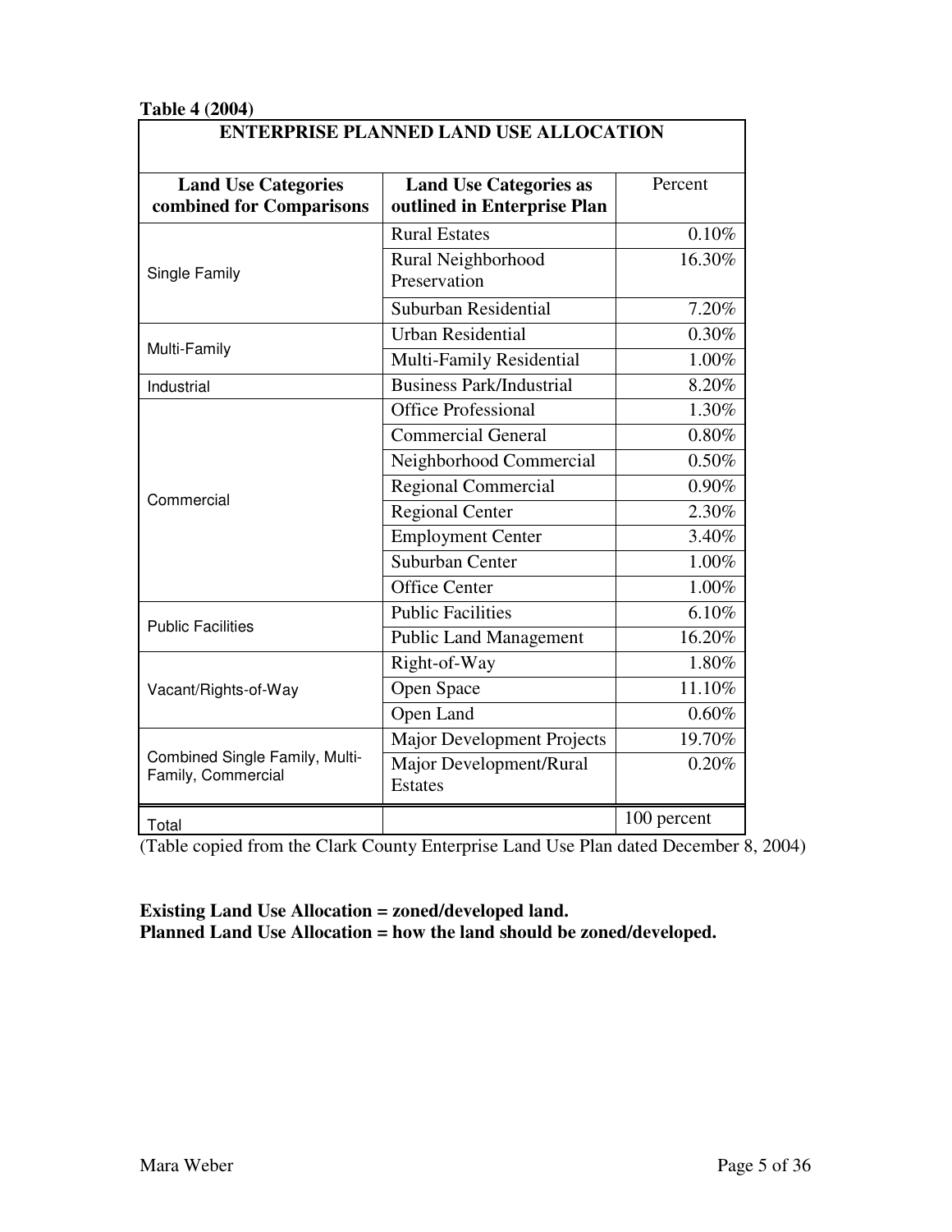**Table 4 (2004)**

| ENTERPRISE PLANNED LAND USE ALLOCATION | | |
|---|---|---|
| **Land Use Categories combined for Comparisons** | **Land Use Categories as outlined in Enterprise Plan** | Percent |
| Single Family | Rural Estates | 0.10% |
| | Rural Neighborhood Preservation | 16.30% |
| | Suburban Residential | 7.20% |
| Multi-Family | Urban Residential | 0.30% |
| | Multi-Family Residential | 1.00% |
| Industrial | Business Park/Industrial | 8.20% |
| Commercial | Office Professional | 1.30% |
| | Commercial General | 0.80% |
| | Neighborhood Commercial | 0.50% |
| | Regional Commercial | 0.90% |
| | Regional Center | 2.30% |
| | Employment Center | 3.40% |
| | Suburban Center | 1.00% |
| | Office Center | 1.00% |
| Public Facilities | Public Facilities | 6.10% |
| | Public Land Management | 16.20% |
| Vacant/Rights-of-Way | Right-of-Way | 1.80% |
| | Open Space | 11.10% |
| | Open Land | 0.60% |
| Combined Single Family, Multi-Family, Commercial | Major Development Projects | 19.70% |
| | Major Development/Rural Estates | 0.20% |
| Total | | 100 percent |

(Table copied from the Clark County Enterprise Land Use Plan dated December 8, 2004)

**Existing Land Use Allocation = zoned/developed land.**
**Planned Land Use Allocation = how the land should be zoned/developed.**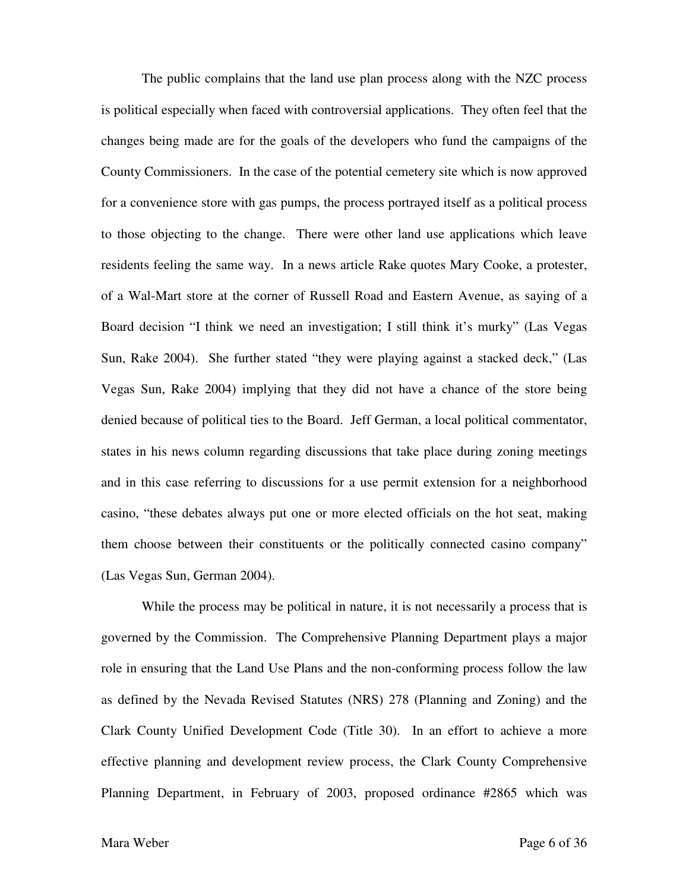The public complains that the land use plan process along with the NZC process is political especially when faced with controversial applications. They often feel that the changes being made are for the goals of the developers who fund the campaigns of the County Commissioners. In the case of the potential cemetery site which is now approved for a convenience store with gas pumps, the process portrayed itself as a political process to those objecting to the change. There were other land use applications which leave residents feeling the same way. In a news article Rake quotes Mary Cooke, a protester, of a Wal-Mart store at the corner of Russell Road and Eastern Avenue, as saying of a Board decision "I think we need an investigation; I still think it's murky" (Las Vegas Sun, Rake 2004). She further stated "they were playing against a stacked deck," (Las Vegas Sun, Rake 2004) implying that they did not have a chance of the store being denied because of political ties to the Board. Jeff German, a local political commentator, states in his news column regarding discussions that take place during zoning meetings and in this case referring to discussions for a use permit extension for a neighborhood casino, "these debates always put one or more elected officials on the hot seat, making them choose between their constituents or the politically connected casino company" (Las Vegas Sun, German 2004).

While the process may be political in nature, it is not necessarily a process that is governed by the Commission. The Comprehensive Planning Department plays a major role in ensuring that the Land Use Plans and the non-conforming process follow the law as defined by the Nevada Revised Statutes (NRS) 278 (Planning and Zoning) and the Clark County Unified Development Code (Title 30). In an effort to achieve a more effective planning and development review process, the Clark County Comprehensive Planning Department, in February of 2003, proposed ordinance #2865 which was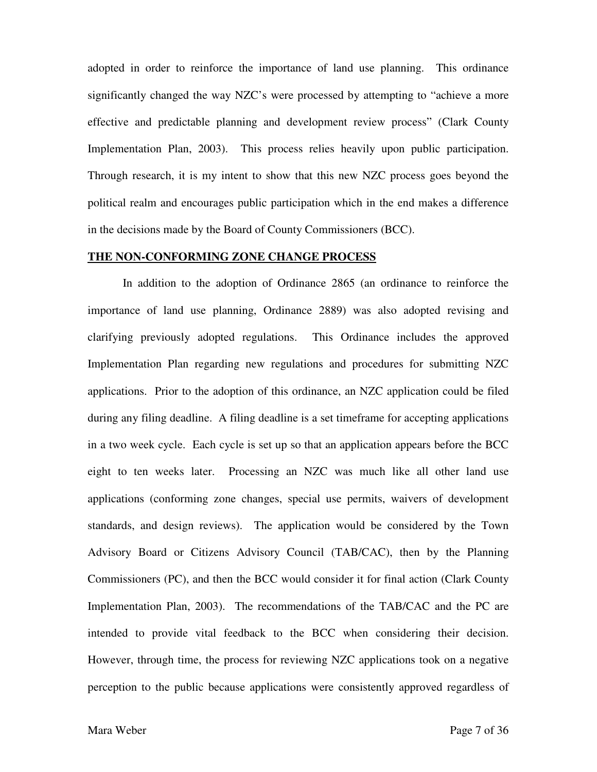adopted in order to reinforce the importance of land use planning. This ordinance significantly changed the way NZC's were processed by attempting to "achieve a more effective and predictable planning and development review process" (Clark County Implementation Plan, 2003). This process relies heavily upon public participation. Through research, it is my intent to show that this new NZC process goes beyond the political realm and encourages public participation which in the end makes a difference in the decisions made by the Board of County Commissioners (BCC).

## **THE NON-CONFORMING ZONE CHANGE PROCESS**

In addition to the adoption of Ordinance 2865 (an ordinance to reinforce the importance of land use planning, Ordinance 2889) was also adopted revising and clarifying previously adopted regulations. This Ordinance includes the approved Implementation Plan regarding new regulations and procedures for submitting NZC applications. Prior to the adoption of this ordinance, an NZC application could be filed during any filing deadline. A filing deadline is a set timeframe for accepting applications in a two week cycle. Each cycle is set up so that an application appears before the BCC eight to ten weeks later. Processing an NZC was much like all other land use applications (conforming zone changes, special use permits, waivers of development standards, and design reviews). The application would be considered by the Town Advisory Board or Citizens Advisory Council (TAB/CAC), then by the Planning Commissioners (PC), and then the BCC would consider it for final action (Clark County Implementation Plan, 2003). The recommendations of the TAB/CAC and the PC are intended to provide vital feedback to the BCC when considering their decision. However, through time, the process for reviewing NZC applications took on a negative perception to the public because applications were consistently approved regardless of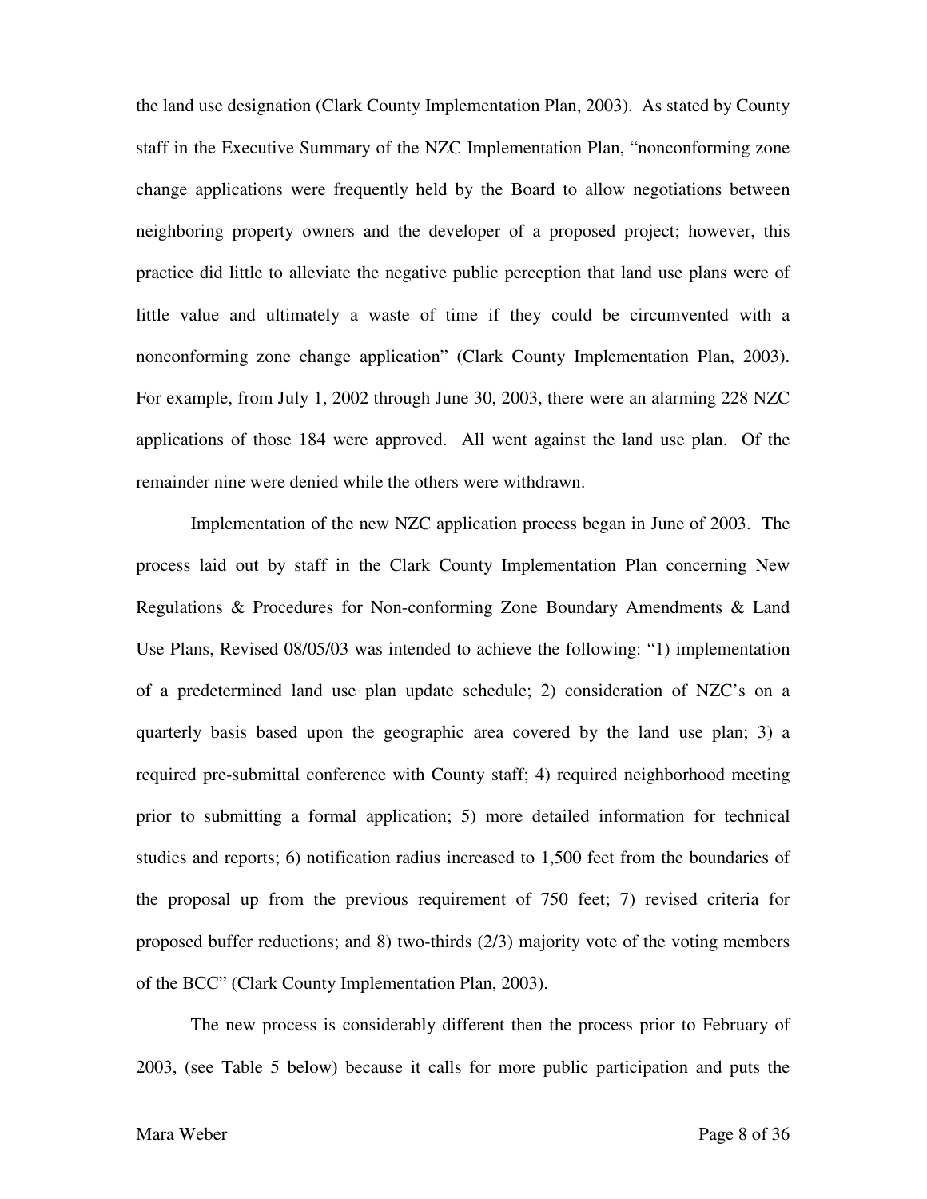the land use designation (Clark County Implementation Plan, 2003). As stated by County staff in the Executive Summary of the NZC Implementation Plan, "nonconforming zone change applications were frequently held by the Board to allow negotiations between neighboring property owners and the developer of a proposed project; however, this practice did little to alleviate the negative public perception that land use plans were of little value and ultimately a waste of time if they could be circumvented with a nonconforming zone change application" (Clark County Implementation Plan, 2003). For example, from July 1, 2002 through June 30, 2003, there were an alarming 228 NZC applications of those 184 were approved. All went against the land use plan. Of the remainder nine were denied while the others were withdrawn.

Implementation of the new NZC application process began in June of 2003. The process laid out by staff in the Clark County Implementation Plan concerning New Regulations & Procedures for Non-conforming Zone Boundary Amendments & Land Use Plans, Revised 08/05/03 was intended to achieve the following: "1) implementation of a predetermined land use plan update schedule; 2) consideration of NZC's on a quarterly basis based upon the geographic area covered by the land use plan; 3) a required pre-submittal conference with County staff; 4) required neighborhood meeting prior to submitting a formal application; 5) more detailed information for technical studies and reports; 6) notification radius increased to 1,500 feet from the boundaries of the proposal up from the previous requirement of 750 feet; 7) revised criteria for proposed buffer reductions; and 8) two-thirds (2/3) majority vote of the voting members of the BCC" (Clark County Implementation Plan, 2003).

The new process is considerably different then the process prior to February of 2003, (see Table 5 below) because it calls for more public participation and puts the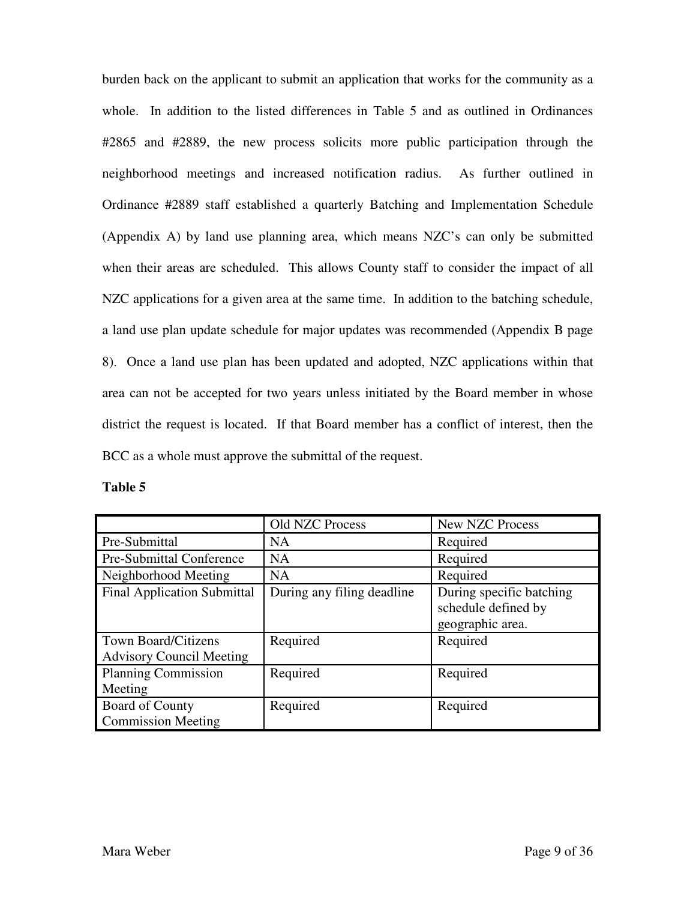burden back on the applicant to submit an application that works for the community as a whole. In addition to the listed differences in Table 5 and as outlined in Ordinances #2865 and #2889, the new process solicits more public participation through the neighborhood meetings and increased notification radius. As further outlined in Ordinance #2889 staff established a quarterly Batching and Implementation Schedule (Appendix A) by land use planning area, which means NZC's can only be submitted when their areas are scheduled. This allows County staff to consider the impact of all NZC applications for a given area at the same time. In addition to the batching schedule, a land use plan update schedule for major updates was recommended (Appendix B page 8). Once a land use plan has been updated and adopted, NZC applications within that area can not be accepted for two years unless initiated by the Board member in whose district the request is located. If that Board member has a conflict of interest, then the BCC as a whole must approve the submittal of the request.

**Table 5**

| | Old NZC Process | New NZC Process |
|---|---|---|
| Pre-Submittal | NA | Required |
| Pre-Submittal Conference | NA | Required |
| Neighborhood Meeting | NA | Required |
| Final Application Submittal | During any filing deadline | During specific batching schedule defined by geographic area. |
| Town Board/Citizens Advisory Council Meeting | Required | Required |
| Planning Commission Meeting | Required | Required |
| Board of County Commission Meeting | Required | Required |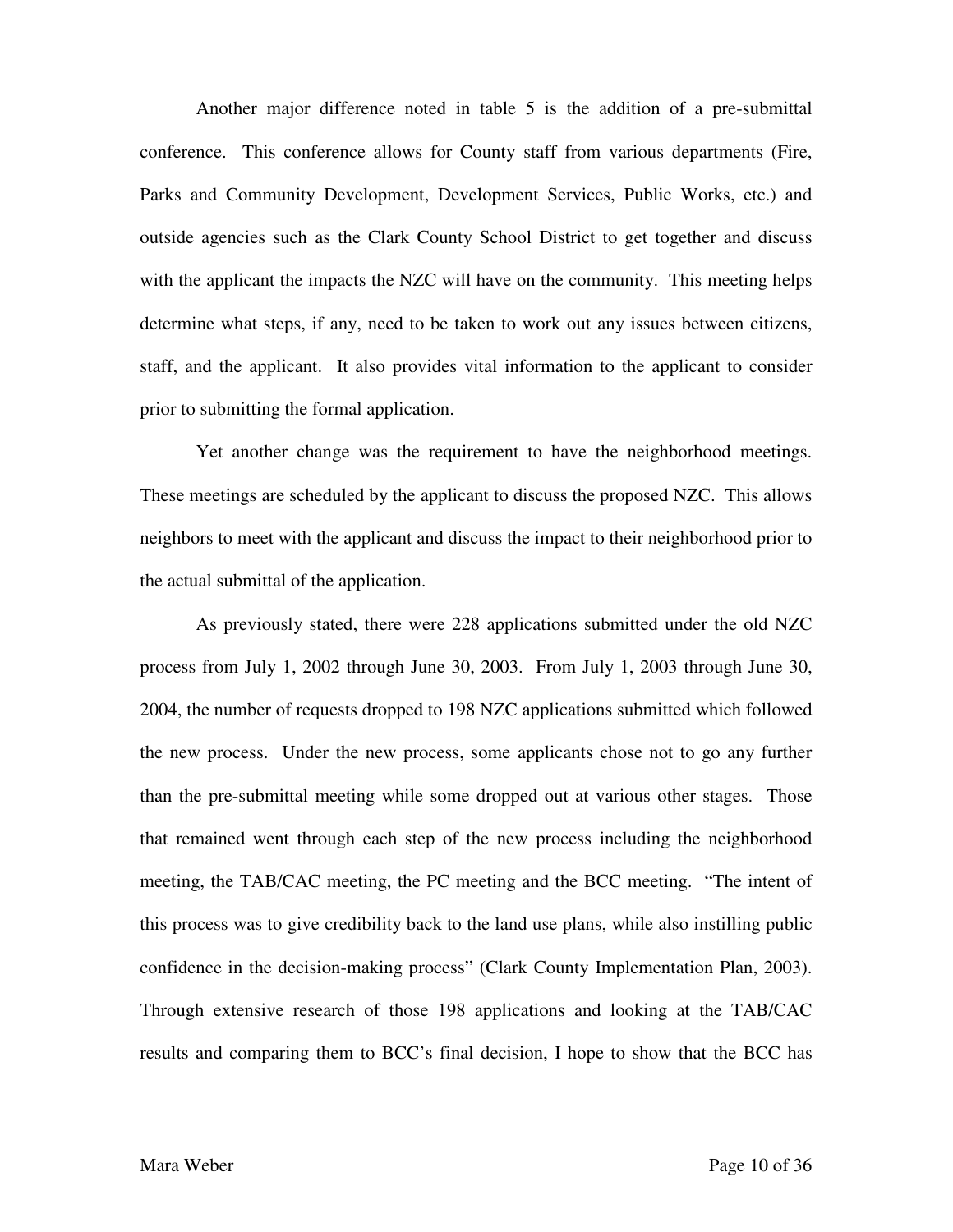Another major difference noted in table 5 is the addition of a pre-submittal conference. This conference allows for County staff from various departments (Fire, Parks and Community Development, Development Services, Public Works, etc.) and outside agencies such as the Clark County School District to get together and discuss with the applicant the impacts the NZC will have on the community. This meeting helps determine what steps, if any, need to be taken to work out any issues between citizens, staff, and the applicant. It also provides vital information to the applicant to consider prior to submitting the formal application.

Yet another change was the requirement to have the neighborhood meetings. These meetings are scheduled by the applicant to discuss the proposed NZC. This allows neighbors to meet with the applicant and discuss the impact to their neighborhood prior to the actual submittal of the application.

As previously stated, there were 228 applications submitted under the old NZC process from July 1, 2002 through June 30, 2003. From July 1, 2003 through June 30, 2004, the number of requests dropped to 198 NZC applications submitted which followed the new process. Under the new process, some applicants chose not to go any further than the pre-submittal meeting while some dropped out at various other stages. Those that remained went through each step of the new process including the neighborhood meeting, the TAB/CAC meeting, the PC meeting and the BCC meeting. "The intent of this process was to give credibility back to the land use plans, while also instilling public confidence in the decision-making process" (Clark County Implementation Plan, 2003). Through extensive research of those 198 applications and looking at the TAB/CAC results and comparing them to BCC's final decision, I hope to show that the BCC has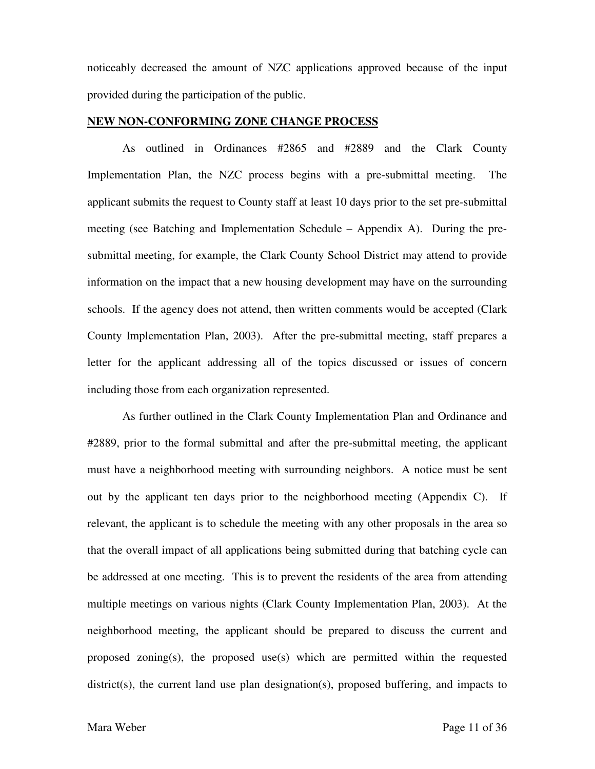noticeably decreased the amount of NZC applications approved because of the input provided during the participation of the public.

**NEW NON-CONFORMING ZONE CHANGE PROCESS**

As outlined in Ordinances #2865 and #2889 and the Clark County Implementation Plan, the NZC process begins with a pre-submittal meeting. The applicant submits the request to County staff at least 10 days prior to the set pre-submittal meeting (see Batching and Implementation Schedule – Appendix A). During the pre-submittal meeting, for example, the Clark County School District may attend to provide information on the impact that a new housing development may have on the surrounding schools. If the agency does not attend, then written comments would be accepted (Clark County Implementation Plan, 2003). After the pre-submittal meeting, staff prepares a letter for the applicant addressing all of the topics discussed or issues of concern including those from each organization represented.

As further outlined in the Clark County Implementation Plan and Ordinance and #2889, prior to the formal submittal and after the pre-submittal meeting, the applicant must have a neighborhood meeting with surrounding neighbors. A notice must be sent out by the applicant ten days prior to the neighborhood meeting (Appendix C). If relevant, the applicant is to schedule the meeting with any other proposals in the area so that the overall impact of all applications being submitted during that batching cycle can be addressed at one meeting. This is to prevent the residents of the area from attending multiple meetings on various nights (Clark County Implementation Plan, 2003). At the neighborhood meeting, the applicant should be prepared to discuss the current and proposed zoning(s), the proposed use(s) which are permitted within the requested district(s), the current land use plan designation(s), proposed buffering, and impacts to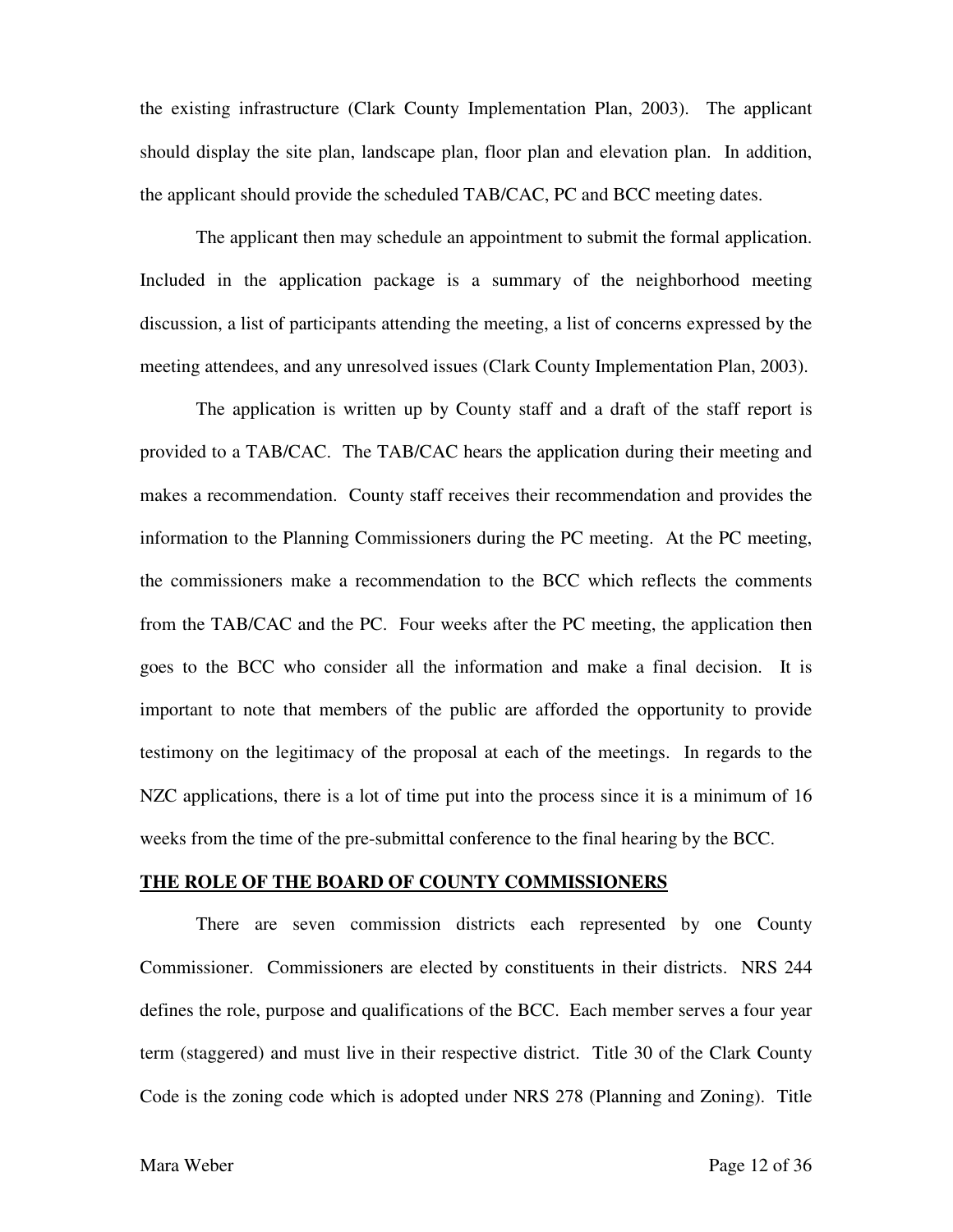the existing infrastructure (Clark County Implementation Plan, 2003). The applicant should display the site plan, landscape plan, floor plan and elevation plan. In addition, the applicant should provide the scheduled TAB/CAC, PC and BCC meeting dates.

The applicant then may schedule an appointment to submit the formal application. Included in the application package is a summary of the neighborhood meeting discussion, a list of participants attending the meeting, a list of concerns expressed by the meeting attendees, and any unresolved issues (Clark County Implementation Plan, 2003).

The application is written up by County staff and a draft of the staff report is provided to a TAB/CAC. The TAB/CAC hears the application during their meeting and makes a recommendation. County staff receives their recommendation and provides the information to the Planning Commissioners during the PC meeting. At the PC meeting, the commissioners make a recommendation to the BCC which reflects the comments from the TAB/CAC and the PC. Four weeks after the PC meeting, the application then goes to the BCC who consider all the information and make a final decision. It is important to note that members of the public are afforded the opportunity to provide testimony on the legitimacy of the proposal at each of the meetings. In regards to the NZC applications, there is a lot of time put into the process since it is a minimum of 16 weeks from the time of the pre-submittal conference to the final hearing by the BCC.

## THE ROLE OF THE BOARD OF COUNTY COMMISSIONERS

There are seven commission districts each represented by one County Commissioner. Commissioners are elected by constituents in their districts. NRS 244 defines the role, purpose and qualifications of the BCC. Each member serves a four year term (staggered) and must live in their respective district. Title 30 of the Clark County Code is the zoning code which is adopted under NRS 278 (Planning and Zoning). Title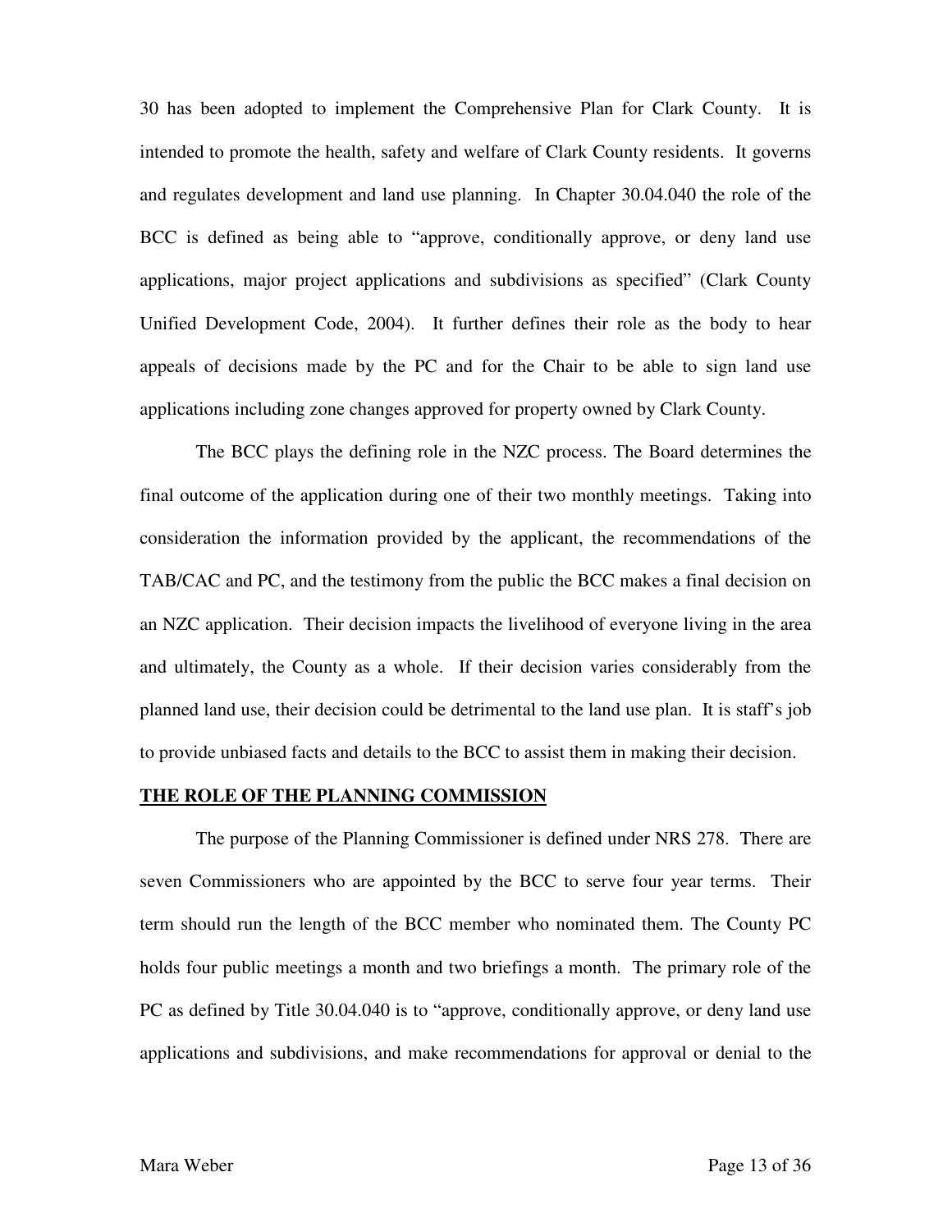30 has been adopted to implement the Comprehensive Plan for Clark County. It is intended to promote the health, safety and welfare of Clark County residents. It governs and regulates development and land use planning. In Chapter 30.04.040 the role of the BCC is defined as being able to "approve, conditionally approve, or deny land use applications, major project applications and subdivisions as specified" (Clark County Unified Development Code, 2004). It further defines their role as the body to hear appeals of decisions made by the PC and for the Chair to be able to sign land use applications including zone changes approved for property owned by Clark County.

The BCC plays the defining role in the NZC process. The Board determines the final outcome of the application during one of their two monthly meetings. Taking into consideration the information provided by the applicant, the recommendations of the TAB/CAC and PC, and the testimony from the public the BCC makes a final decision on an NZC application. Their decision impacts the livelihood of everyone living in the area and ultimately, the County as a whole. If their decision varies considerably from the planned land use, their decision could be detrimental to the land use plan. It is staff's job to provide unbiased facts and details to the BCC to assist them in making their decision.

## THE ROLE OF THE PLANNING COMMISSION

The purpose of the Planning Commissioner is defined under NRS 278. There are seven Commissioners who are appointed by the BCC to serve four year terms. Their term should run the length of the BCC member who nominated them. The County PC holds four public meetings a month and two briefings a month. The primary role of the PC as defined by Title 30.04.040 is to "approve, conditionally approve, or deny land use applications and subdivisions, and make recommendations for approval or denial to the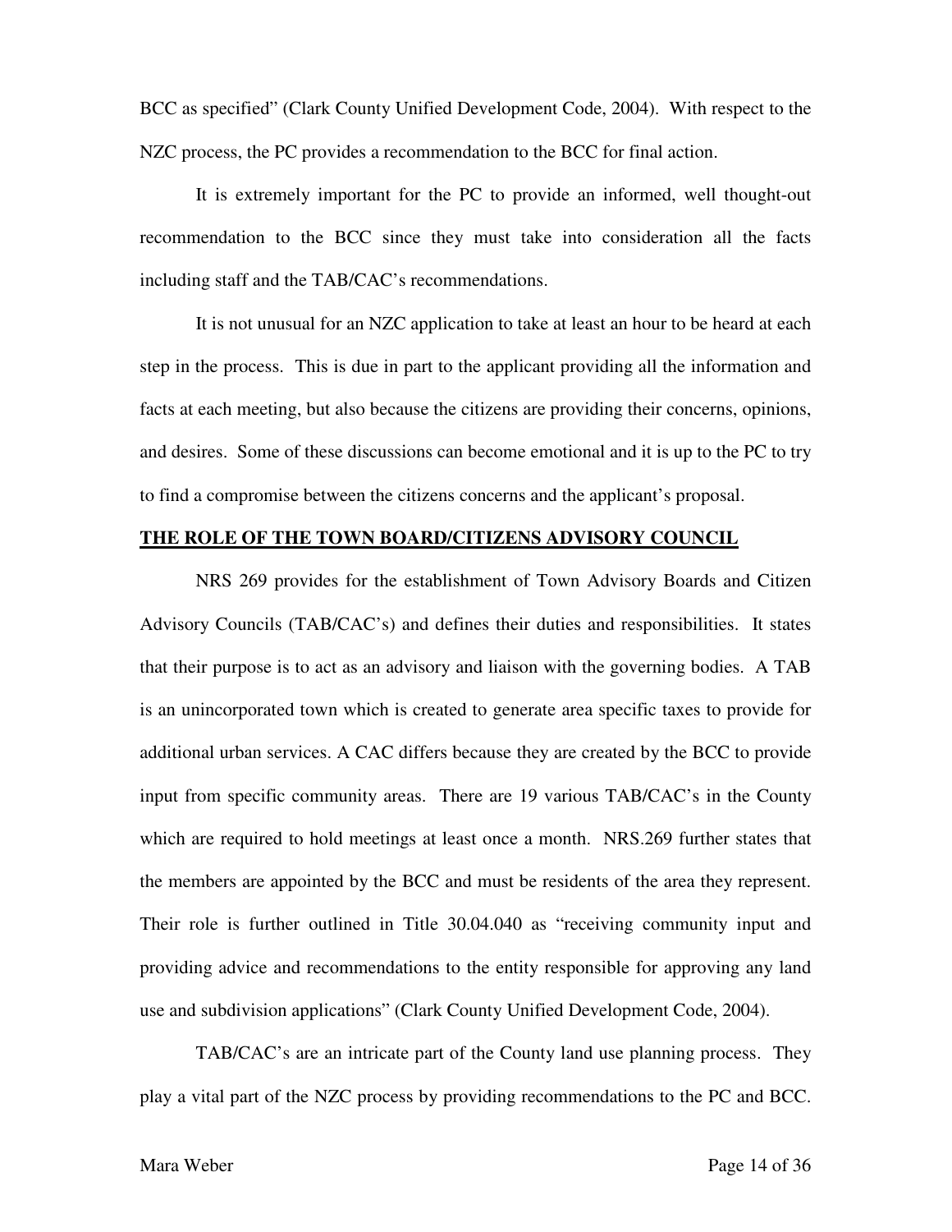BCC as specified" (Clark County Unified Development Code, 2004). With respect to the NZC process, the PC provides a recommendation to the BCC for final action.

It is extremely important for the PC to provide an informed, well thought-out recommendation to the BCC since they must take into consideration all the facts including staff and the TAB/CAC's recommendations.

It is not unusual for an NZC application to take at least an hour to be heard at each step in the process. This is due in part to the applicant providing all the information and facts at each meeting, but also because the citizens are providing their concerns, opinions, and desires. Some of these discussions can become emotional and it is up to the PC to try to find a compromise between the citizens concerns and the applicant's proposal.

**THE ROLE OF THE TOWN BOARD/CITIZENS ADVISORY COUNCIL**

NRS 269 provides for the establishment of Town Advisory Boards and Citizen Advisory Councils (TAB/CAC's) and defines their duties and responsibilities. It states that their purpose is to act as an advisory and liaison with the governing bodies. A TAB is an unincorporated town which is created to generate area specific taxes to provide for additional urban services. A CAC differs because they are created by the BCC to provide input from specific community areas. There are 19 various TAB/CAC's in the County which are required to hold meetings at least once a month. NRS.269 further states that the members are appointed by the BCC and must be residents of the area they represent. Their role is further outlined in Title 30.04.040 as "receiving community input and providing advice and recommendations to the entity responsible for approving any land use and subdivision applications" (Clark County Unified Development Code, 2004).

TAB/CAC's are an intricate part of the County land use planning process. They play a vital part of the NZC process by providing recommendations to the PC and BCC.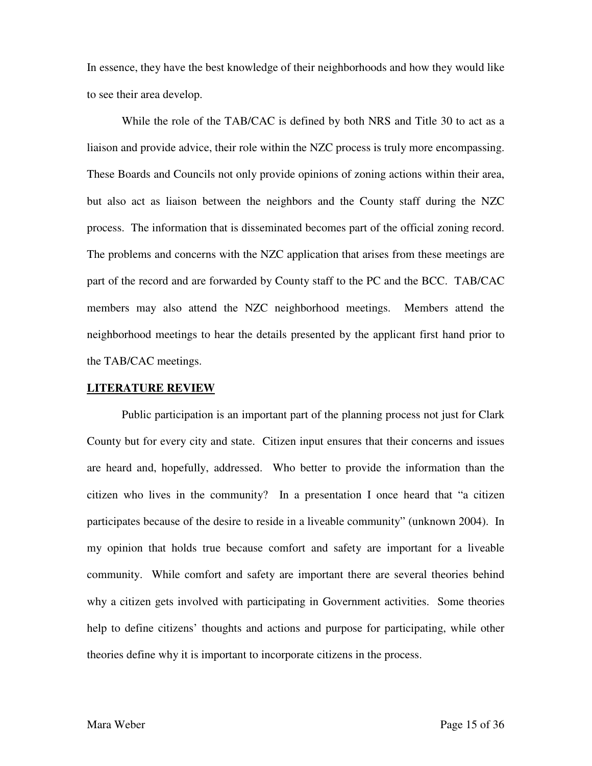In essence, they have the best knowledge of their neighborhoods and how they would like to see their area develop.

While the role of the TAB/CAC is defined by both NRS and Title 30 to act as a liaison and provide advice, their role within the NZC process is truly more encompassing. These Boards and Councils not only provide opinions of zoning actions within their area, but also act as liaison between the neighbors and the County staff during the NZC process. The information that is disseminated becomes part of the official zoning record. The problems and concerns with the NZC application that arises from these meetings are part of the record and are forwarded by County staff to the PC and the BCC. TAB/CAC members may also attend the NZC neighborhood meetings. Members attend the neighborhood meetings to hear the details presented by the applicant first hand prior to the TAB/CAC meetings.

## LITERATURE REVIEW

Public participation is an important part of the planning process not just for Clark County but for every city and state. Citizen input ensures that their concerns and issues are heard and, hopefully, addressed. Who better to provide the information than the citizen who lives in the community? In a presentation I once heard that "a citizen participates because of the desire to reside in a liveable community" (unknown 2004). In my opinion that holds true because comfort and safety are important for a liveable community. While comfort and safety are important there are several theories behind why a citizen gets involved with participating in Government activities. Some theories help to define citizens' thoughts and actions and purpose for participating, while other theories define why it is important to incorporate citizens in the process.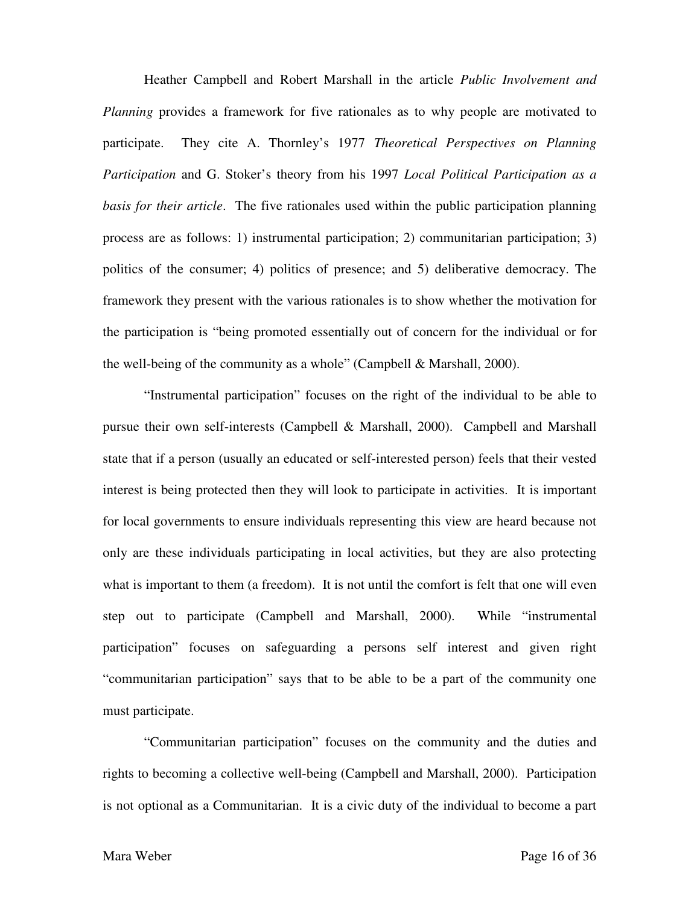Heather Campbell and Robert Marshall in the article *Public Involvement and Planning* provides a framework for five rationales as to why people are motivated to participate. They cite A. Thornley's 1977 *Theoretical Perspectives on Planning Participation* and G. Stoker's theory from his 1997 *Local Political Participation as a basis for their article*. The five rationales used within the public participation planning process are as follows: 1) instrumental participation; 2) communitarian participation; 3) politics of the consumer; 4) politics of presence; and 5) deliberative democracy. The framework they present with the various rationales is to show whether the motivation for the participation is "being promoted essentially out of concern for the individual or for the well-being of the community as a whole" (Campbell & Marshall, 2000).

"Instrumental participation" focuses on the right of the individual to be able to pursue their own self-interests (Campbell & Marshall, 2000). Campbell and Marshall state that if a person (usually an educated or self-interested person) feels that their vested interest is being protected then they will look to participate in activities. It is important for local governments to ensure individuals representing this view are heard because not only are these individuals participating in local activities, but they are also protecting what is important to them (a freedom). It is not until the comfort is felt that one will even step out to participate (Campbell and Marshall, 2000). While "instrumental participation" focuses on safeguarding a persons self interest and given right "communitarian participation" says that to be able to be a part of the community one must participate.

"Communitarian participation" focuses on the community and the duties and rights to becoming a collective well-being (Campbell and Marshall, 2000). Participation is not optional as a Communitarian. It is a civic duty of the individual to become a part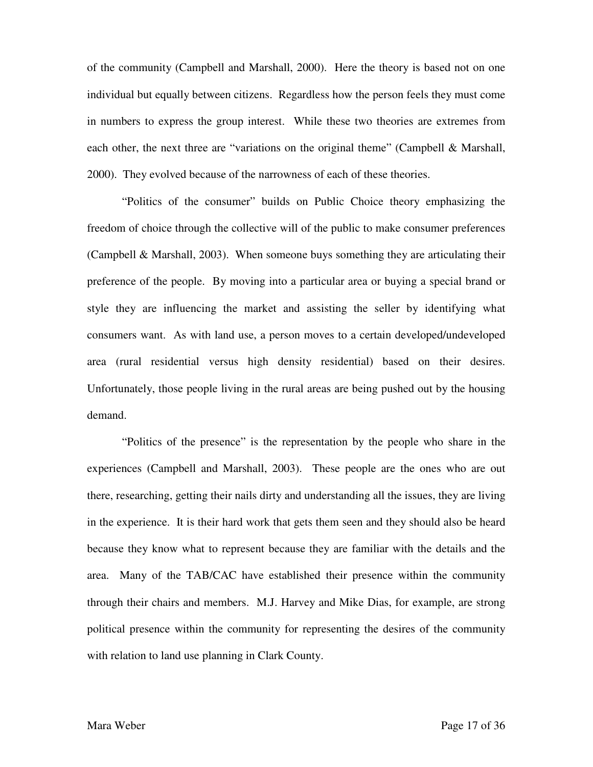of the community (Campbell and Marshall, 2000). Here the theory is based not on one individual but equally between citizens. Regardless how the person feels they must come in numbers to express the group interest. While these two theories are extremes from each other, the next three are "variations on the original theme" (Campbell & Marshall, 2000). They evolved because of the narrowness of each of these theories.

"Politics of the consumer" builds on Public Choice theory emphasizing the freedom of choice through the collective will of the public to make consumer preferences (Campbell & Marshall, 2003). When someone buys something they are articulating their preference of the people. By moving into a particular area or buying a special brand or style they are influencing the market and assisting the seller by identifying what consumers want. As with land use, a person moves to a certain developed/undeveloped area (rural residential versus high density residential) based on their desires. Unfortunately, those people living in the rural areas are being pushed out by the housing demand.

"Politics of the presence" is the representation by the people who share in the experiences (Campbell and Marshall, 2003). These people are the ones who are out there, researching, getting their nails dirty and understanding all the issues, they are living in the experience. It is their hard work that gets them seen and they should also be heard because they know what to represent because they are familiar with the details and the area. Many of the TAB/CAC have established their presence within the community through their chairs and members. M.J. Harvey and Mike Dias, for example, are strong political presence within the community for representing the desires of the community with relation to land use planning in Clark County.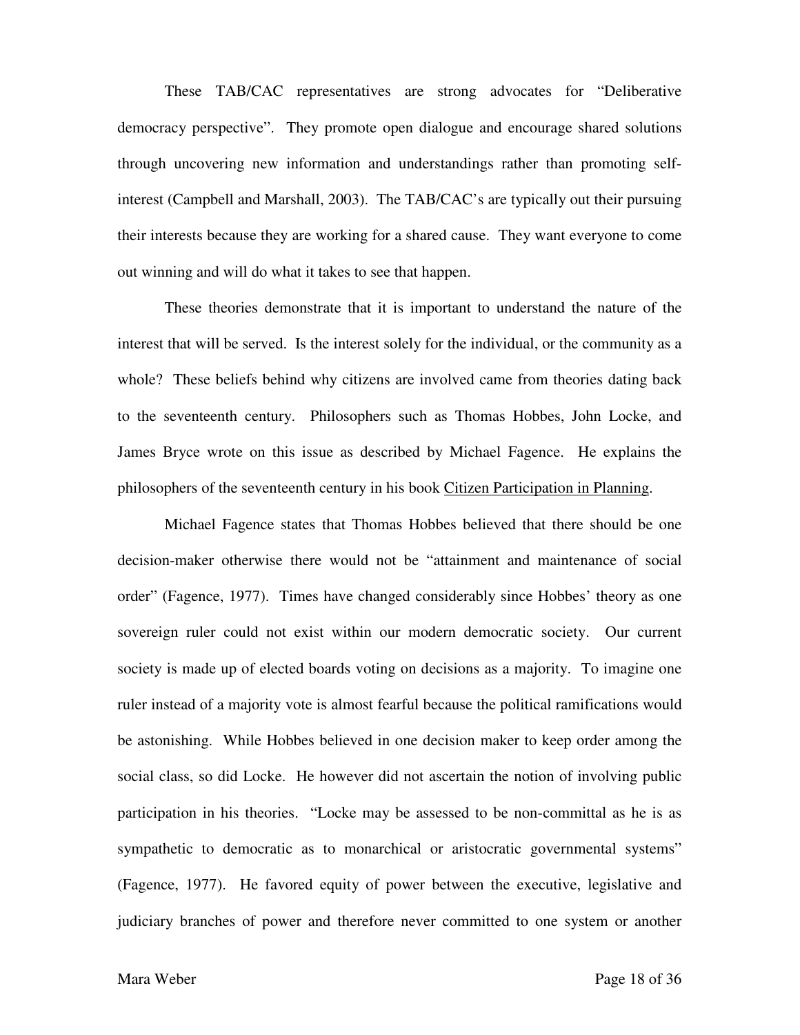These TAB/CAC representatives are strong advocates for "Deliberative democracy perspective". They promote open dialogue and encourage shared solutions through uncovering new information and understandings rather than promoting self-interest (Campbell and Marshall, 2003). The TAB/CAC's are typically out their pursuing their interests because they are working for a shared cause. They want everyone to come out winning and will do what it takes to see that happen.

These theories demonstrate that it is important to understand the nature of the interest that will be served. Is the interest solely for the individual, or the community as a whole? These beliefs behind why citizens are involved came from theories dating back to the seventeenth century. Philosophers such as Thomas Hobbes, John Locke, and James Bryce wrote on this issue as described by Michael Fagence. He explains the philosophers of the seventeenth century in his book <u>Citizen Participation in Planning</u>.

Michael Fagence states that Thomas Hobbes believed that there should be one decision-maker otherwise there would not be "attainment and maintenance of social order" (Fagence, 1977). Times have changed considerably since Hobbes' theory as one sovereign ruler could not exist within our modern democratic society. Our current society is made up of elected boards voting on decisions as a majority. To imagine one ruler instead of a majority vote is almost fearful because the political ramifications would be astonishing. While Hobbes believed in one decision maker to keep order among the social class, so did Locke. He however did not ascertain the notion of involving public participation in his theories. "Locke may be assessed to be non-committal as he is as sympathetic to democratic as to monarchical or aristocratic governmental systems" (Fagence, 1977). He favored equity of power between the executive, legislative and judiciary branches of power and therefore never committed to one system or another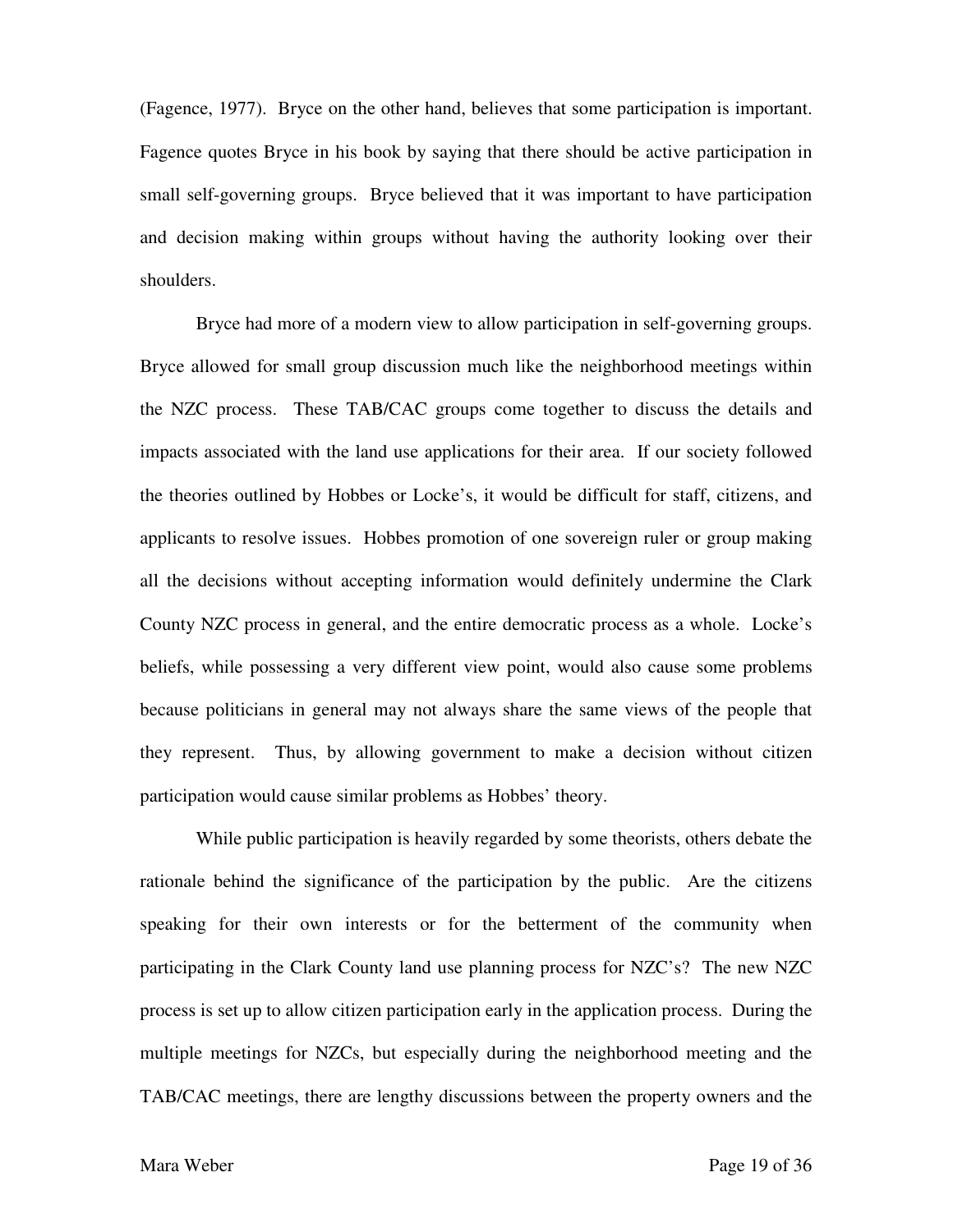(Fagence, 1977). Bryce on the other hand, believes that some participation is important. Fagence quotes Bryce in his book by saying that there should be active participation in small self-governing groups. Bryce believed that it was important to have participation and decision making within groups without having the authority looking over their shoulders.

Bryce had more of a modern view to allow participation in self-governing groups. Bryce allowed for small group discussion much like the neighborhood meetings within the NZC process. These TAB/CAC groups come together to discuss the details and impacts associated with the land use applications for their area. If our society followed the theories outlined by Hobbes or Locke's, it would be difficult for staff, citizens, and applicants to resolve issues. Hobbes promotion of one sovereign ruler or group making all the decisions without accepting information would definitely undermine the Clark County NZC process in general, and the entire democratic process as a whole. Locke's beliefs, while possessing a very different view point, would also cause some problems because politicians in general may not always share the same views of the people that they represent. Thus, by allowing government to make a decision without citizen participation would cause similar problems as Hobbes' theory.

While public participation is heavily regarded by some theorists, others debate the rationale behind the significance of the participation by the public. Are the citizens speaking for their own interests or for the betterment of the community when participating in the Clark County land use planning process for NZC's? The new NZC process is set up to allow citizen participation early in the application process. During the multiple meetings for NZCs, but especially during the neighborhood meeting and the TAB/CAC meetings, there are lengthy discussions between the property owners and the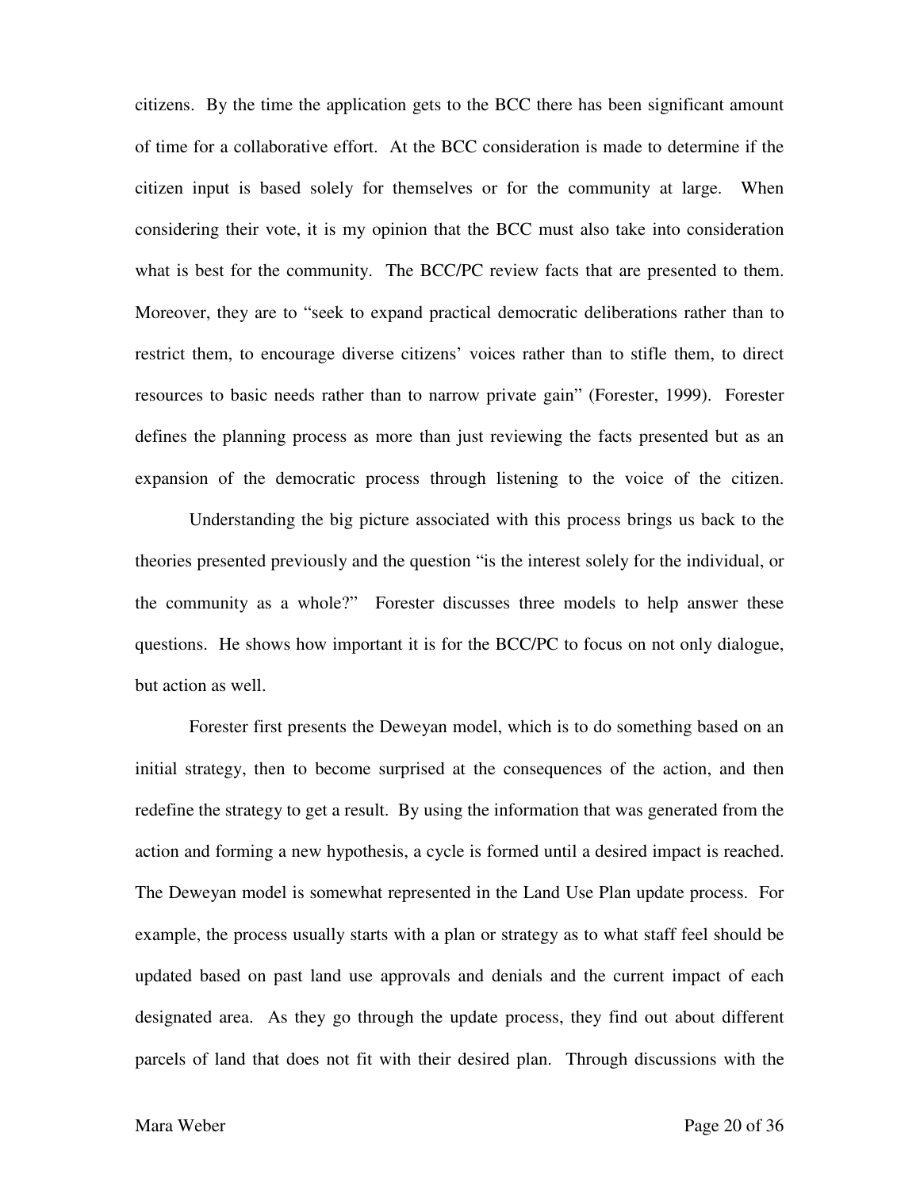citizens. By the time the application gets to the BCC there has been significant amount of time for a collaborative effort. At the BCC consideration is made to determine if the citizen input is based solely for themselves or for the community at large. When considering their vote, it is my opinion that the BCC must also take into consideration what is best for the community. The BCC/PC review facts that are presented to them. Moreover, they are to "seek to expand practical democratic deliberations rather than to restrict them, to encourage diverse citizens' voices rather than to stifle them, to direct resources to basic needs rather than to narrow private gain" (Forester, 1999). Forester defines the planning process as more than just reviewing the facts presented but as an expansion of the democratic process through listening to the voice of the citizen.

Understanding the big picture associated with this process brings us back to the theories presented previously and the question "is the interest solely for the individual, or the community as a whole?" Forester discusses three models to help answer these questions. He shows how important it is for the BCC/PC to focus on not only dialogue, but action as well.

Forester first presents the Deweyan model, which is to do something based on an initial strategy, then to become surprised at the consequences of the action, and then redefine the strategy to get a result. By using the information that was generated from the action and forming a new hypothesis, a cycle is formed until a desired impact is reached. The Deweyan model is somewhat represented in the Land Use Plan update process. For example, the process usually starts with a plan or strategy as to what staff feel should be updated based on past land use approvals and denials and the current impact of each designated area. As they go through the update process, they find out about different parcels of land that does not fit with their desired plan. Through discussions with the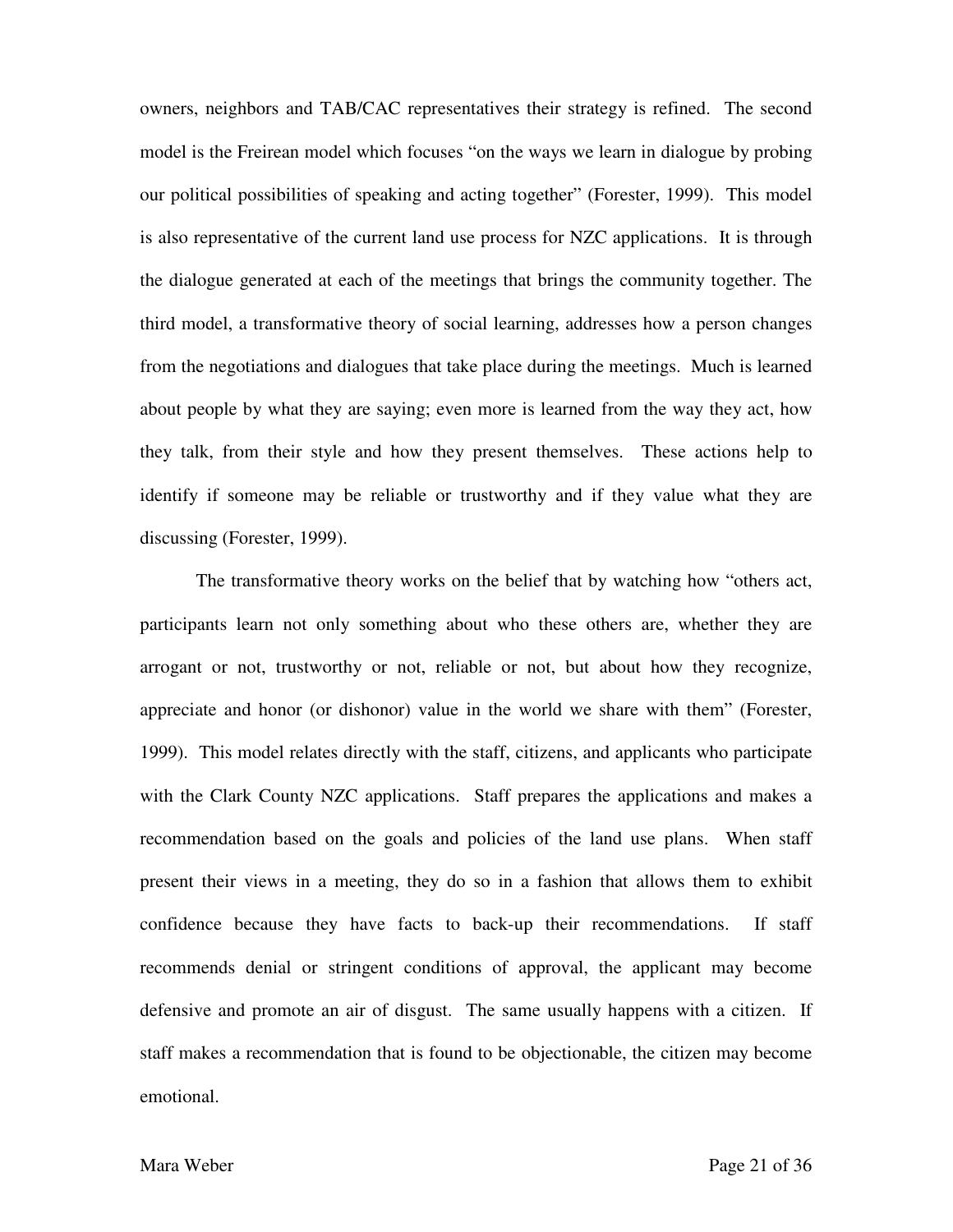owners, neighbors and TAB/CAC representatives their strategy is refined. The second model is the Freirean model which focuses "on the ways we learn in dialogue by probing our political possibilities of speaking and acting together" (Forester, 1999). This model is also representative of the current land use process for NZC applications. It is through the dialogue generated at each of the meetings that brings the community together. The third model, a transformative theory of social learning, addresses how a person changes from the negotiations and dialogues that take place during the meetings. Much is learned about people by what they are saying; even more is learned from the way they act, how they talk, from their style and how they present themselves. These actions help to identify if someone may be reliable or trustworthy and if they value what they are discussing (Forester, 1999).

The transformative theory works on the belief that by watching how "others act, participants learn not only something about who these others are, whether they are arrogant or not, trustworthy or not, reliable or not, but about how they recognize, appreciate and honor (or dishonor) value in the world we share with them" (Forester, 1999). This model relates directly with the staff, citizens, and applicants who participate with the Clark County NZC applications. Staff prepares the applications and makes a recommendation based on the goals and policies of the land use plans. When staff present their views in a meeting, they do so in a fashion that allows them to exhibit confidence because they have facts to back-up their recommendations. If staff recommends denial or stringent conditions of approval, the applicant may become defensive and promote an air of disgust. The same usually happens with a citizen. If staff makes a recommendation that is found to be objectionable, the citizen may become emotional.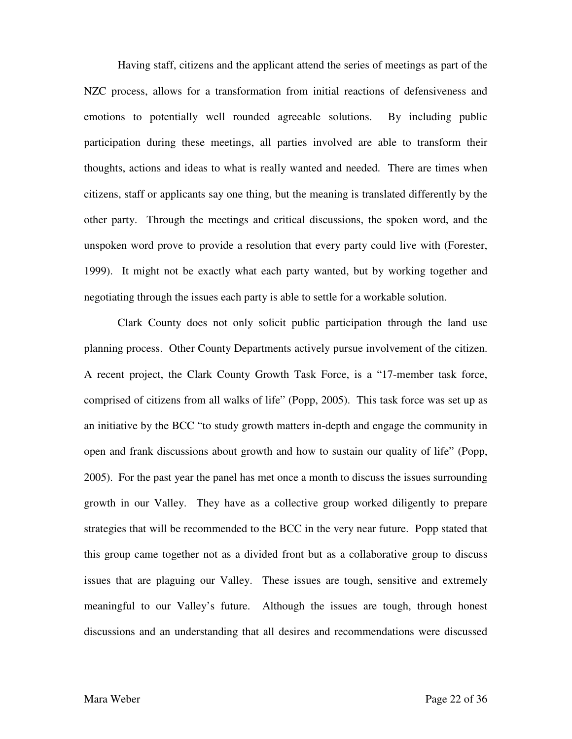Having staff, citizens and the applicant attend the series of meetings as part of the NZC process, allows for a transformation from initial reactions of defensiveness and emotions to potentially well rounded agreeable solutions. By including public participation during these meetings, all parties involved are able to transform their thoughts, actions and ideas to what is really wanted and needed. There are times when citizens, staff or applicants say one thing, but the meaning is translated differently by the other party. Through the meetings and critical discussions, the spoken word, and the unspoken word prove to provide a resolution that every party could live with (Forester, 1999). It might not be exactly what each party wanted, but by working together and negotiating through the issues each party is able to settle for a workable solution.

Clark County does not only solicit public participation through the land use planning process. Other County Departments actively pursue involvement of the citizen. A recent project, the Clark County Growth Task Force, is a "17-member task force, comprised of citizens from all walks of life" (Popp, 2005). This task force was set up as an initiative by the BCC "to study growth matters in-depth and engage the community in open and frank discussions about growth and how to sustain our quality of life" (Popp, 2005). For the past year the panel has met once a month to discuss the issues surrounding growth in our Valley. They have as a collective group worked diligently to prepare strategies that will be recommended to the BCC in the very near future. Popp stated that this group came together not as a divided front but as a collaborative group to discuss issues that are plaguing our Valley. These issues are tough, sensitive and extremely meaningful to our Valley's future. Although the issues are tough, through honest discussions and an understanding that all desires and recommendations were discussed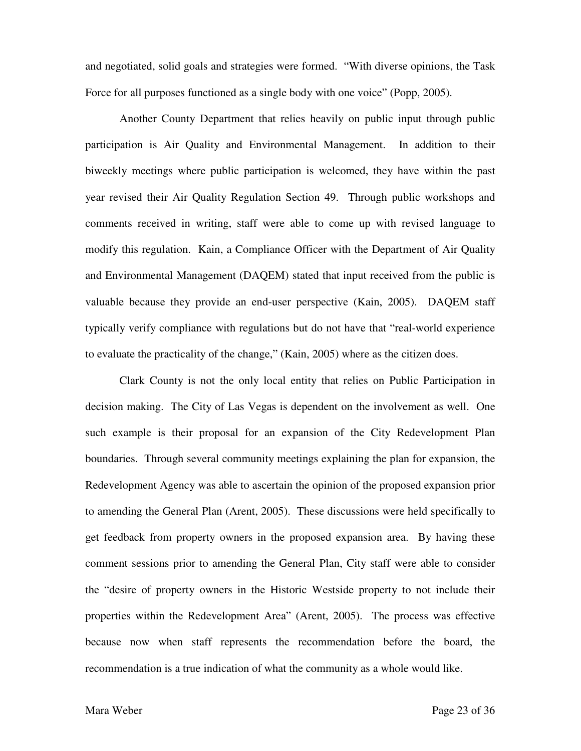and negotiated, solid goals and strategies were formed. "With diverse opinions, the Task Force for all purposes functioned as a single body with one voice" (Popp, 2005).

Another County Department that relies heavily on public input through public participation is Air Quality and Environmental Management. In addition to their biweekly meetings where public participation is welcomed, they have within the past year revised their Air Quality Regulation Section 49. Through public workshops and comments received in writing, staff were able to come up with revised language to modify this regulation. Kain, a Compliance Officer with the Department of Air Quality and Environmental Management (DAQEM) stated that input received from the public is valuable because they provide an end-user perspective (Kain, 2005). DAQEM staff typically verify compliance with regulations but do not have that "real-world experience to evaluate the practicality of the change," (Kain, 2005) where as the citizen does.

Clark County is not the only local entity that relies on Public Participation in decision making. The City of Las Vegas is dependent on the involvement as well. One such example is their proposal for an expansion of the City Redevelopment Plan boundaries. Through several community meetings explaining the plan for expansion, the Redevelopment Agency was able to ascertain the opinion of the proposed expansion prior to amending the General Plan (Arent, 2005). These discussions were held specifically to get feedback from property owners in the proposed expansion area. By having these comment sessions prior to amending the General Plan, City staff were able to consider the "desire of property owners in the Historic Westside property to not include their properties within the Redevelopment Area" (Arent, 2005). The process was effective because now when staff represents the recommendation before the board, the recommendation is a true indication of what the community as a whole would like.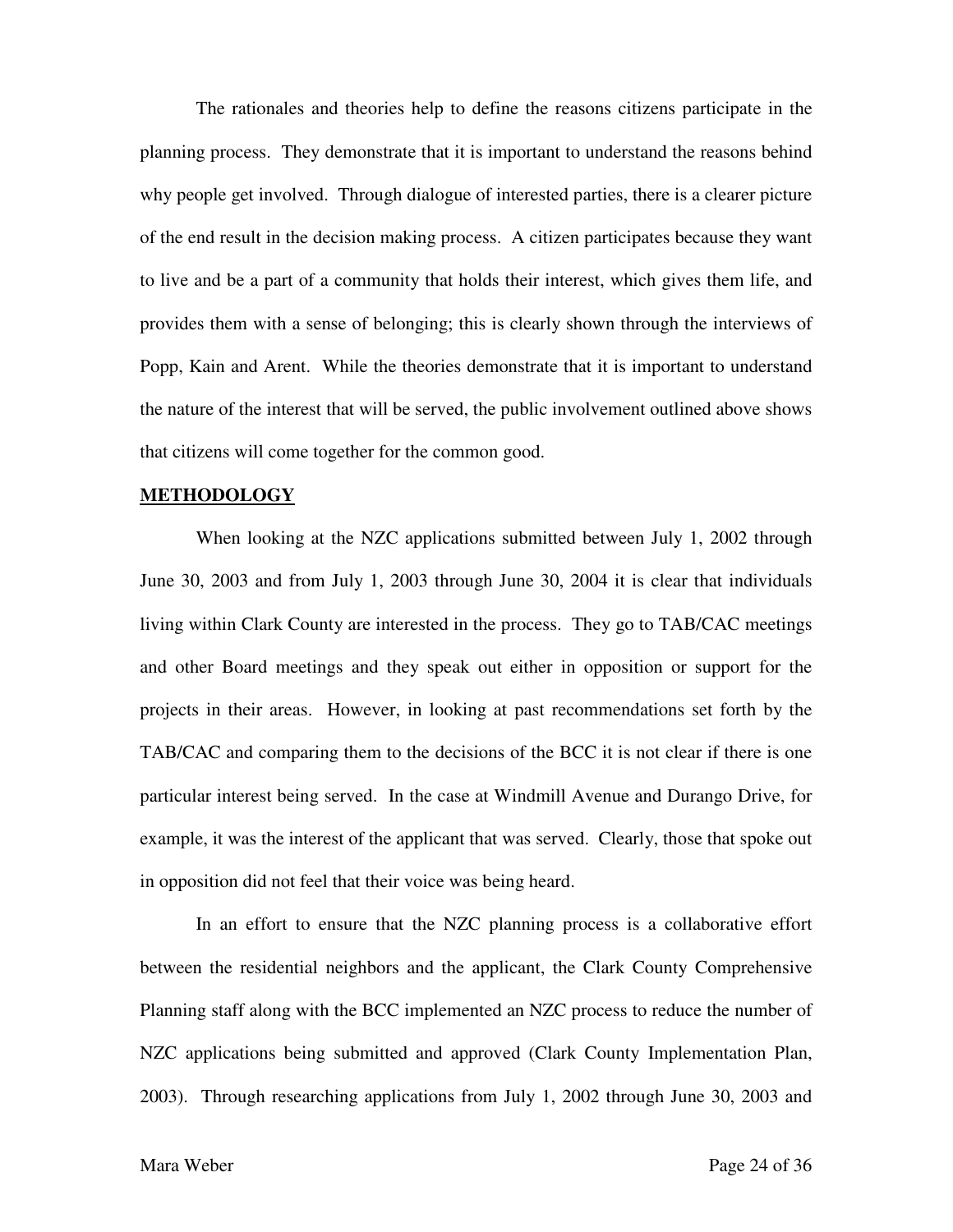The rationales and theories help to define the reasons citizens participate in the planning process. They demonstrate that it is important to understand the reasons behind why people get involved. Through dialogue of interested parties, there is a clearer picture of the end result in the decision making process. A citizen participates because they want to live and be a part of a community that holds their interest, which gives them life, and provides them with a sense of belonging; this is clearly shown through the interviews of Popp, Kain and Arent. While the theories demonstrate that it is important to understand the nature of the interest that will be served, the public involvement outlined above shows that citizens will come together for the common good.

## METHODOLOGY

When looking at the NZC applications submitted between July 1, 2002 through June 30, 2003 and from July 1, 2003 through June 30, 2004 it is clear that individuals living within Clark County are interested in the process. They go to TAB/CAC meetings and other Board meetings and they speak out either in opposition or support for the projects in their areas. However, in looking at past recommendations set forth by the TAB/CAC and comparing them to the decisions of the BCC it is not clear if there is one particular interest being served. In the case at Windmill Avenue and Durango Drive, for example, it was the interest of the applicant that was served. Clearly, those that spoke out in opposition did not feel that their voice was being heard.

In an effort to ensure that the NZC planning process is a collaborative effort between the residential neighbors and the applicant, the Clark County Comprehensive Planning staff along with the BCC implemented an NZC process to reduce the number of NZC applications being submitted and approved (Clark County Implementation Plan, 2003). Through researching applications from July 1, 2002 through June 30, 2003 and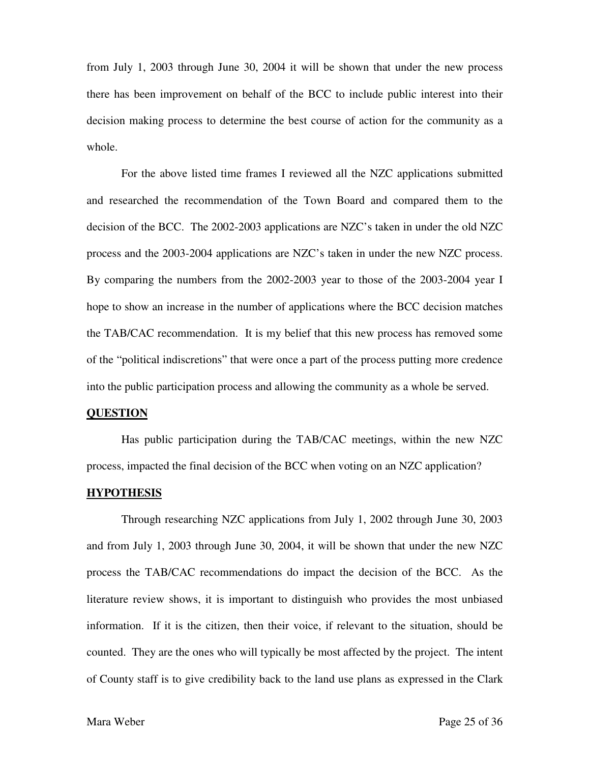from July 1, 2003 through June 30, 2004 it will be shown that under the new process there has been improvement on behalf of the BCC to include public interest into their decision making process to determine the best course of action for the community as a whole.

For the above listed time frames I reviewed all the NZC applications submitted and researched the recommendation of the Town Board and compared them to the decision of the BCC. The 2002-2003 applications are NZC's taken in under the old NZC process and the 2003-2004 applications are NZC's taken in under the new NZC process. By comparing the numbers from the 2002-2003 year to those of the 2003-2004 year I hope to show an increase in the number of applications where the BCC decision matches the TAB/CAC recommendation. It is my belief that this new process has removed some of the "political indiscretions" that were once a part of the process putting more credence into the public participation process and allowing the community as a whole be served.

**QUESTION**

Has public participation during the TAB/CAC meetings, within the new NZC process, impacted the final decision of the BCC when voting on an NZC application?

**HYPOTHESIS**

Through researching NZC applications from July 1, 2002 through June 30, 2003 and from July 1, 2003 through June 30, 2004, it will be shown that under the new NZC process the TAB/CAC recommendations do impact the decision of the BCC. As the literature review shows, it is important to distinguish who provides the most unbiased information. If it is the citizen, then their voice, if relevant to the situation, should be counted. They are the ones who will typically be most affected by the project. The intent of County staff is to give credibility back to the land use plans as expressed in the Clark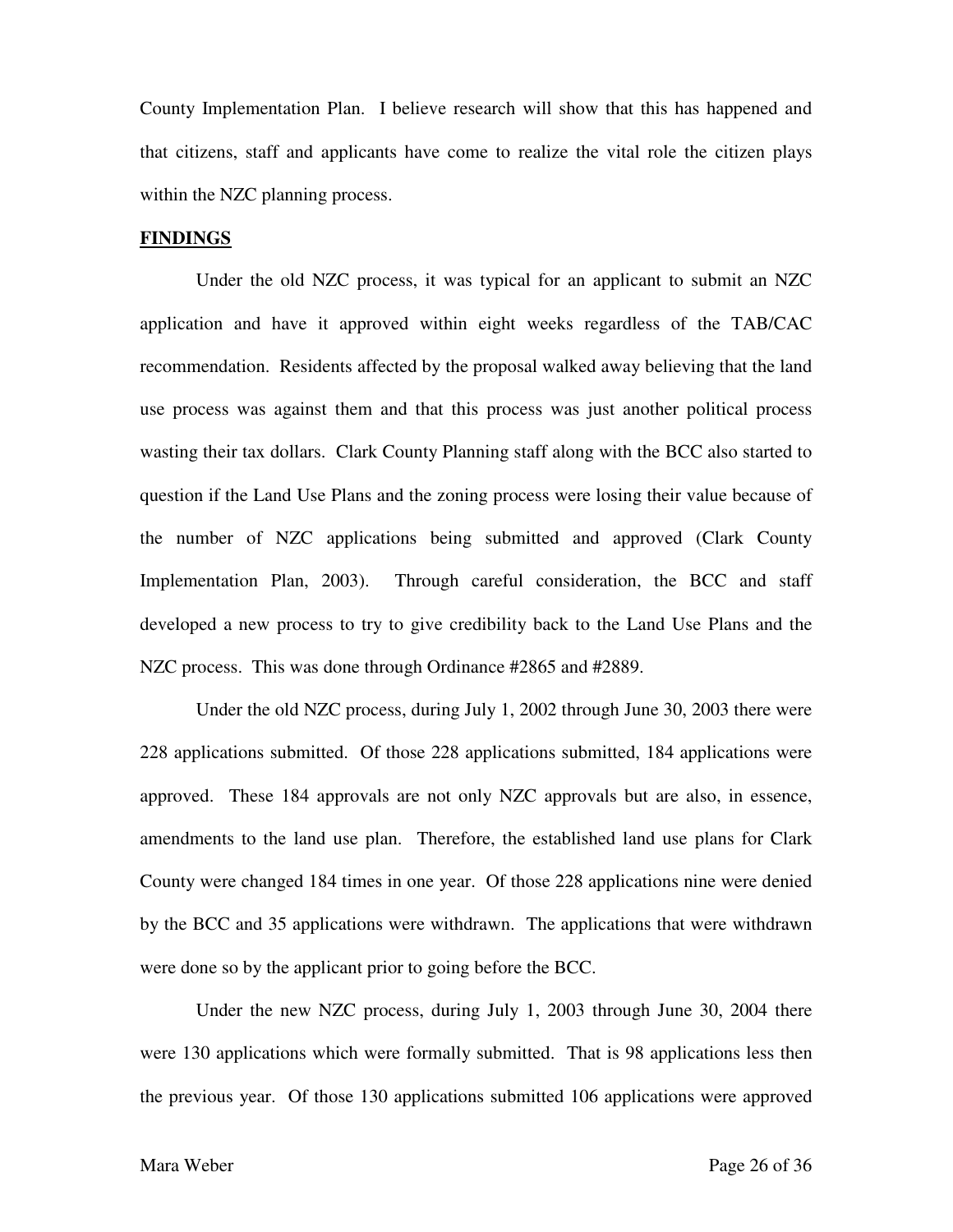County Implementation Plan. I believe research will show that this has happened and that citizens, staff and applicants have come to realize the vital role the citizen plays within the NZC planning process.

**FINDINGS**

Under the old NZC process, it was typical for an applicant to submit an NZC application and have it approved within eight weeks regardless of the TAB/CAC recommendation. Residents affected by the proposal walked away believing that the land use process was against them and that this process was just another political process wasting their tax dollars. Clark County Planning staff along with the BCC also started to question if the Land Use Plans and the zoning process were losing their value because of the number of NZC applications being submitted and approved (Clark County Implementation Plan, 2003). Through careful consideration, the BCC and staff developed a new process to try to give credibility back to the Land Use Plans and the NZC process. This was done through Ordinance #2865 and #2889.

Under the old NZC process, during July 1, 2002 through June 30, 2003 there were 228 applications submitted. Of those 228 applications submitted, 184 applications were approved. These 184 approvals are not only NZC approvals but are also, in essence, amendments to the land use plan. Therefore, the established land use plans for Clark County were changed 184 times in one year. Of those 228 applications nine were denied by the BCC and 35 applications were withdrawn. The applications that were withdrawn were done so by the applicant prior to going before the BCC.

Under the new NZC process, during July 1, 2003 through June 30, 2004 there were 130 applications which were formally submitted. That is 98 applications less then the previous year. Of those 130 applications submitted 106 applications were approved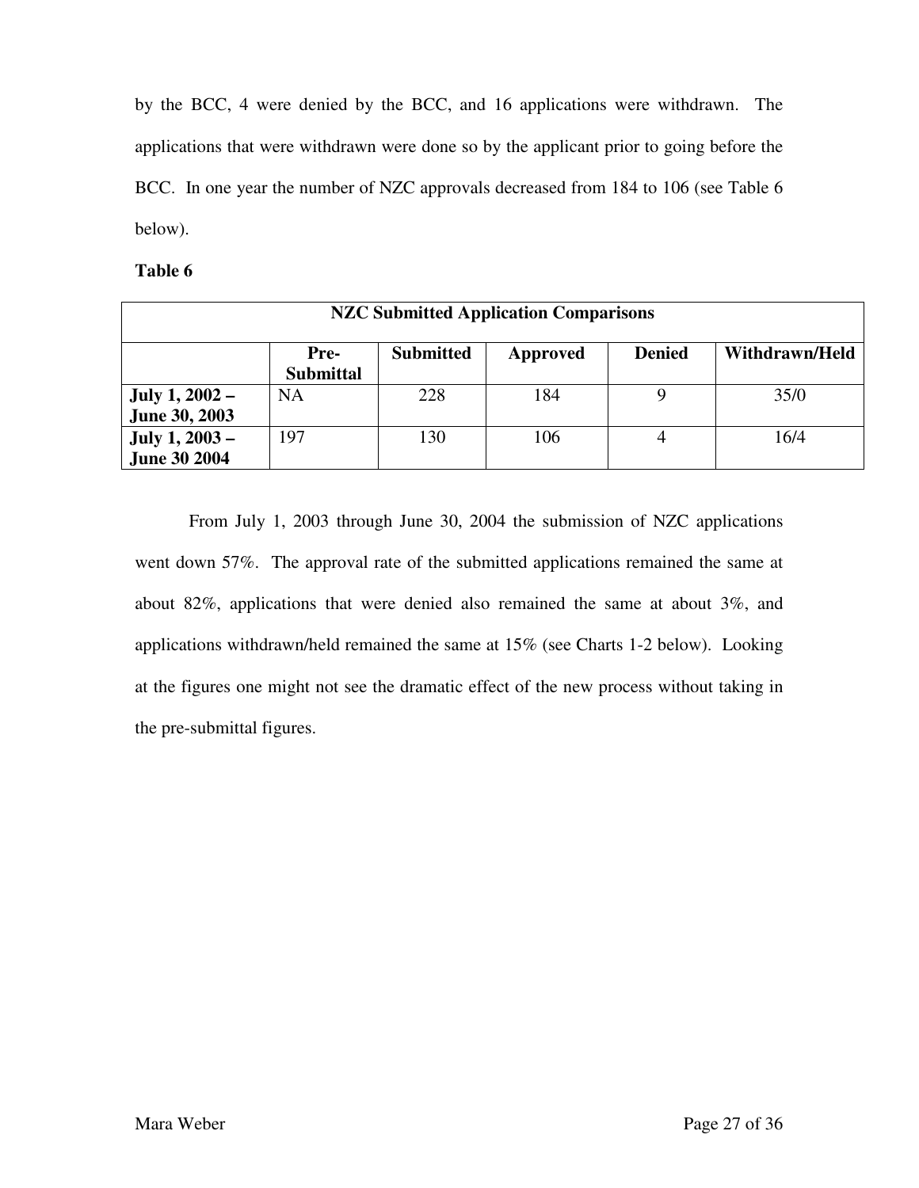by the BCC, 4 were denied by the BCC, and 16 applications were withdrawn. The applications that were withdrawn were done so by the applicant prior to going before the BCC. In one year the number of NZC approvals decreased from 184 to 106 (see Table 6 below).

**Table 6**

| NZC Submitted Application Comparisons | | | | | |
|---|---|---|---|---|---|
| | **Pre-Submittal** | **Submitted** | **Approved** | **Denied** | **Withdrawn/Held** |
| **July 1, 2002 – June 30, 2003** | NA | 228 | 184 | 9 | 35/0 |
| **July 1, 2003 – June 30 2004** | 197 | 130 | 106 | 4 | 16/4 |

From July 1, 2003 through June 30, 2004 the submission of NZC applications went down 57%. The approval rate of the submitted applications remained the same at about 82%, applications that were denied also remained the same at about 3%, and applications withdrawn/held remained the same at 15% (see Charts 1-2 below). Looking at the figures one might not see the dramatic effect of the new process without taking in the pre-submittal figures.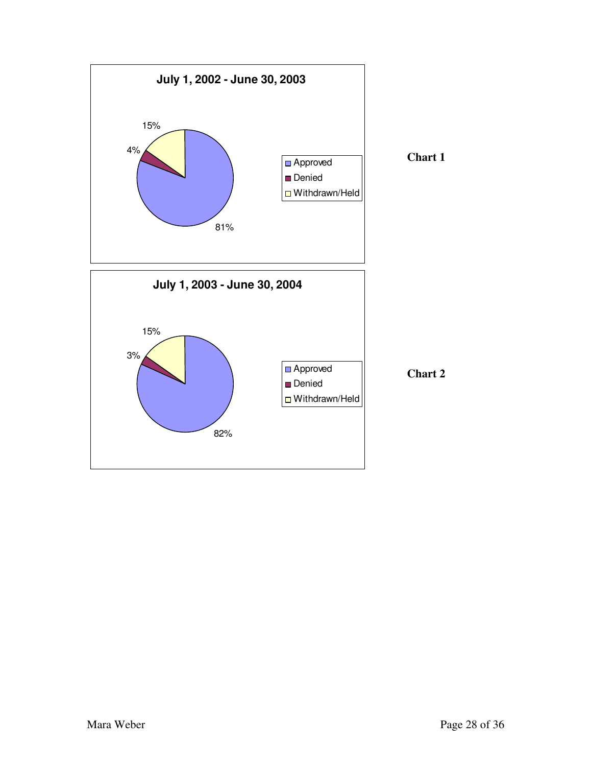**July 1, 2002 - June 30, 2003**

| Category | Percentage |
| --- | --- |
| Approved | 81% |
| Denied | 4% |
| Withdrawn/Held | 15% |

**Chart 1**

**July 1, 2003 - June 30, 2004**

| Category | Percentage |
| --- | --- |
| Approved | 82% |
| Denied | 3% |
| Withdrawn/Held | 15% |

**Chart 2**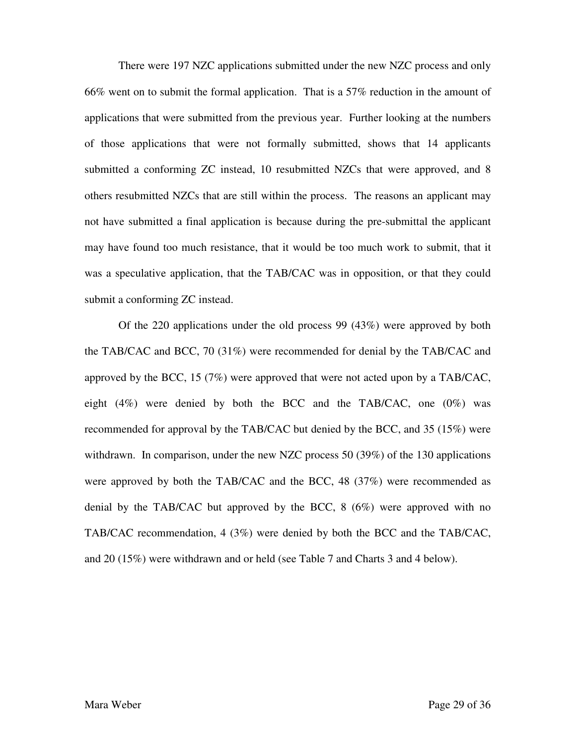There were 197 NZC applications submitted under the new NZC process and only 66% went on to submit the formal application. That is a 57% reduction in the amount of applications that were submitted from the previous year. Further looking at the numbers of those applications that were not formally submitted, shows that 14 applicants submitted a conforming ZC instead, 10 resubmitted NZCs that were approved, and 8 others resubmitted NZCs that are still within the process. The reasons an applicant may not have submitted a final application is because during the pre-submittal the applicant may have found too much resistance, that it would be too much work to submit, that it was a speculative application, that the TAB/CAC was in opposition, or that they could submit a conforming ZC instead.

Of the 220 applications under the old process 99 (43%) were approved by both the TAB/CAC and BCC, 70 (31%) were recommended for denial by the TAB/CAC and approved by the BCC, 15 (7%) were approved that were not acted upon by a TAB/CAC, eight (4%) were denied by both the BCC and the TAB/CAC, one (0%) was recommended for approval by the TAB/CAC but denied by the BCC, and 35 (15%) were withdrawn. In comparison, under the new NZC process 50 (39%) of the 130 applications were approved by both the TAB/CAC and the BCC, 48 (37%) were recommended as denial by the TAB/CAC but approved by the BCC, 8 (6%) were approved with no TAB/CAC recommendation, 4 (3%) were denied by both the BCC and the TAB/CAC, and 20 (15%) were withdrawn and or held (see Table 7 and Charts 3 and 4 below).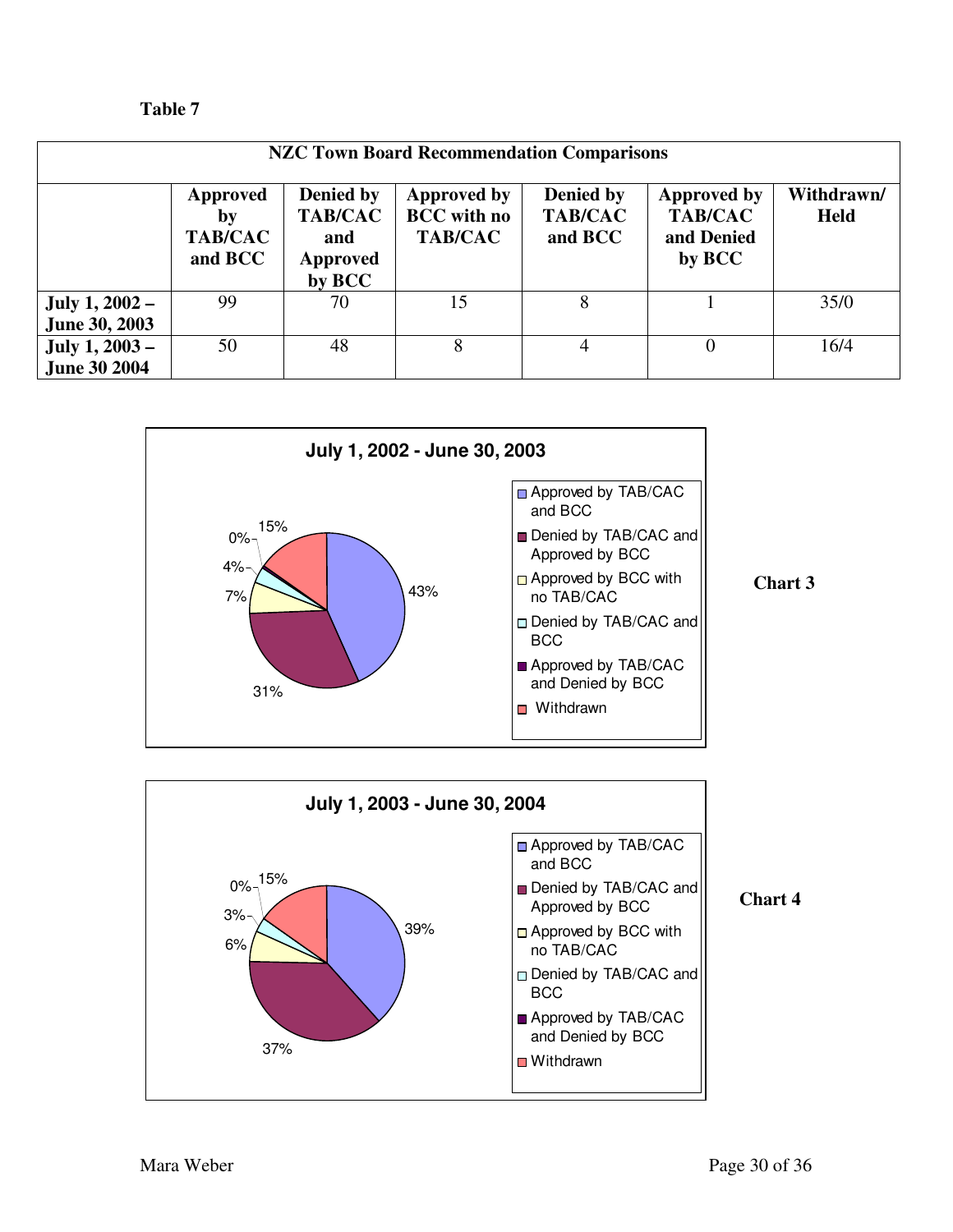**Table 7**

| NZC Town Board Recommendation Comparisons | | | | | | |
|---|---|---|---|---|---|---|
| | Approved by TAB/CAC and BCC | Denied by TAB/CAC and Approved by BCC | Approved by BCC with no TAB/CAC | Denied by TAB/CAC and BCC | Approved by TAB/CAC and Denied by BCC | Withdrawn/ Held |
| July 1, 2002 – June 30, 2003 | 99 | 70 | 15 | 8 | 1 | 35/0 |
| July 1, 2003 – June 30 2004 | 50 | 48 | 8 | 4 | 0 | 16/4 |

**July 1, 2002 - June 30, 2003**

| Category | Percent |
|---|---|
| Approved by TAB/CAC and BCC | 43% |
| Denied by TAB/CAC and Approved by BCC | 31% |
| Approved by BCC with no TAB/CAC | 7% |
| Denied by TAB/CAC and BCC | 4% |
| Approved by TAB/CAC and Denied by BCC | 0% |
| Withdrawn | 15% |

**Chart 3**

**July 1, 2003 - June 30, 2004**

| Category | Percent |
|---|---|
| Approved by TAB/CAC and BCC | 39% |
| Denied by TAB/CAC and Approved by BCC | 37% |
| Approved by BCC with no TAB/CAC | 6% |
| Denied by TAB/CAC and BCC | 3% |
| Approved by TAB/CAC and Denied by BCC | 0% |
| Withdrawn | 15% |

**Chart 4**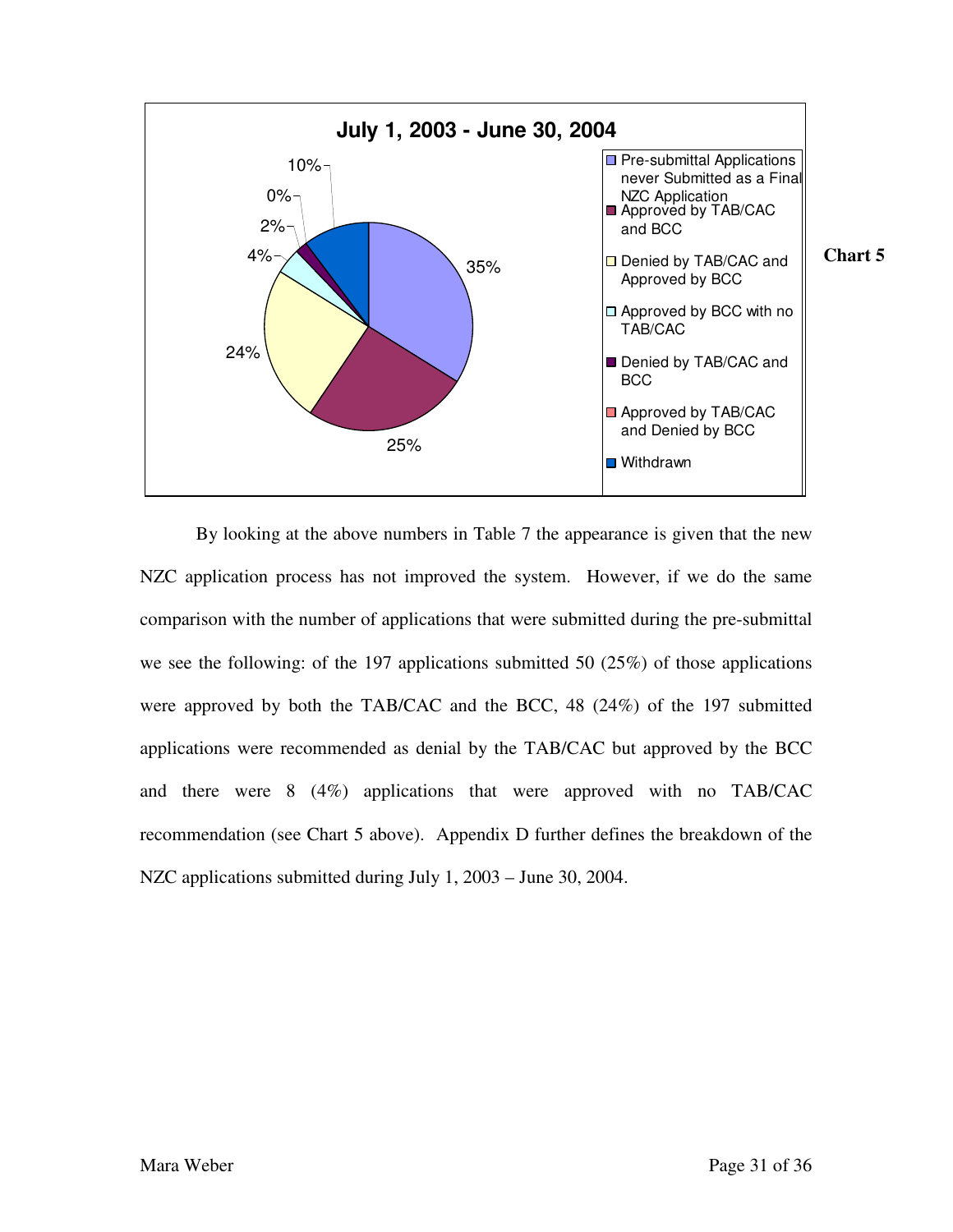**July 1, 2003 - June 30, 2004**

- Pre-submittal Applications never Submitted as a Final NZC Application: 35%
- Approved by TAB/CAC and BCC: 25%
- Denied by TAB/CAC and Approved by BCC: 24%
- Approved by BCC with no TAB/CAC: 4%
- Denied by TAB/CAC and BCC: 2%
- Approved by TAB/CAC and Denied by BCC: 0%
- Withdrawn: 10%

**Chart 5**

By looking at the above numbers in Table 7 the appearance is given that the new NZC application process has not improved the system. However, if we do the same comparison with the number of applications that were submitted during the pre-submittal we see the following: of the 197 applications submitted 50 (25%) of those applications were approved by both the TAB/CAC and the BCC, 48 (24%) of the 197 submitted applications were recommended as denial by the TAB/CAC but approved by the BCC and there were 8 (4%) applications that were approved with no TAB/CAC recommendation (see Chart 5 above). Appendix D further defines the breakdown of the NZC applications submitted during July 1, 2003 – June 30, 2004.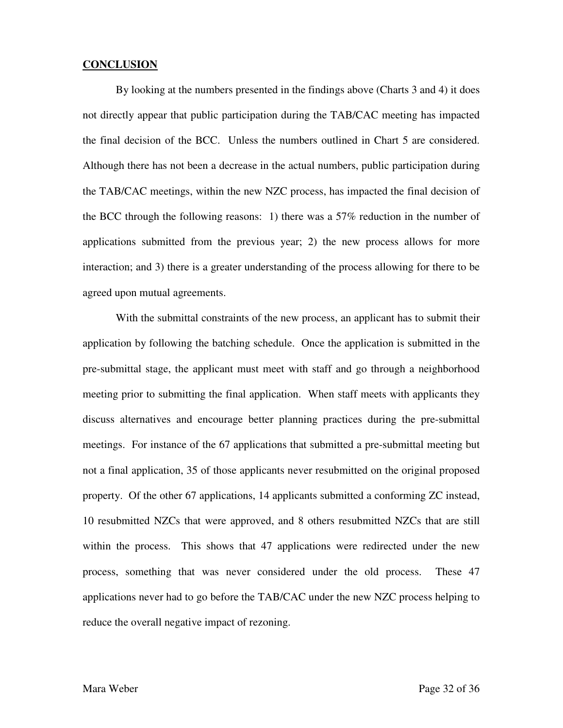## CONCLUSION

By looking at the numbers presented in the findings above (Charts 3 and 4) it does not directly appear that public participation during the TAB/CAC meeting has impacted the final decision of the BCC. Unless the numbers outlined in Chart 5 are considered. Although there has not been a decrease in the actual numbers, public participation during the TAB/CAC meetings, within the new NZC process, has impacted the final decision of the BCC through the following reasons: 1) there was a 57% reduction in the number of applications submitted from the previous year; 2) the new process allows for more interaction; and 3) there is a greater understanding of the process allowing for there to be agreed upon mutual agreements.

With the submittal constraints of the new process, an applicant has to submit their application by following the batching schedule. Once the application is submitted in the pre-submittal stage, the applicant must meet with staff and go through a neighborhood meeting prior to submitting the final application. When staff meets with applicants they discuss alternatives and encourage better planning practices during the pre-submittal meetings. For instance of the 67 applications that submitted a pre-submittal meeting but not a final application, 35 of those applicants never resubmitted on the original proposed property. Of the other 67 applications, 14 applicants submitted a conforming ZC instead, 10 resubmitted NZCs that were approved, and 8 others resubmitted NZCs that are still within the process. This shows that 47 applications were redirected under the new process, something that was never considered under the old process. These 47 applications never had to go before the TAB/CAC under the new NZC process helping to reduce the overall negative impact of rezoning.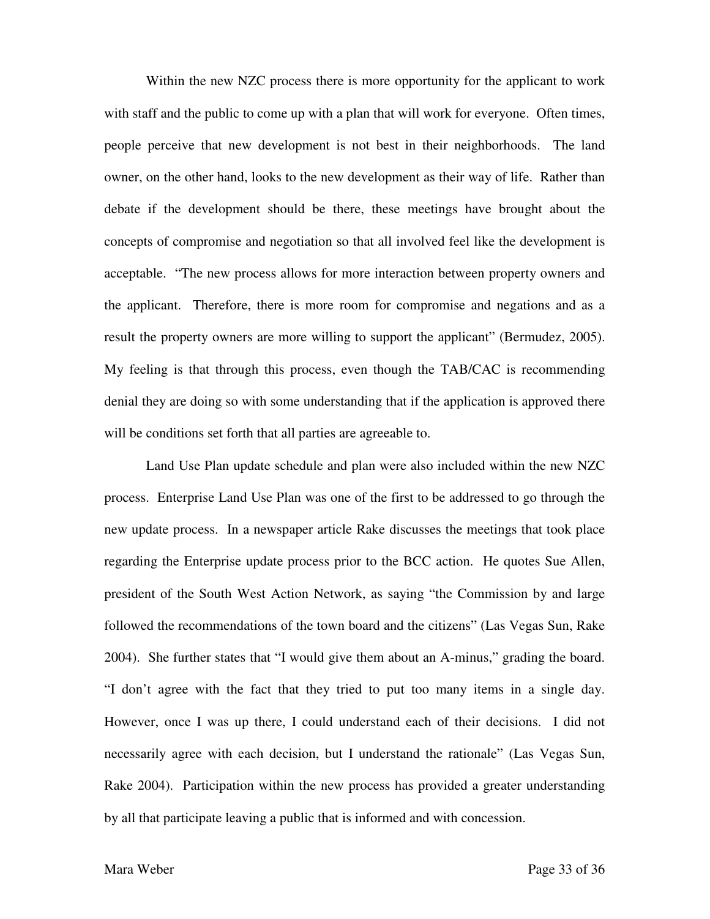Within the new NZC process there is more opportunity for the applicant to work with staff and the public to come up with a plan that will work for everyone. Often times, people perceive that new development is not best in their neighborhoods. The land owner, on the other hand, looks to the new development as their way of life. Rather than debate if the development should be there, these meetings have brought about the concepts of compromise and negotiation so that all involved feel like the development is acceptable. "The new process allows for more interaction between property owners and the applicant. Therefore, there is more room for compromise and negations and as a result the property owners are more willing to support the applicant" (Bermudez, 2005). My feeling is that through this process, even though the TAB/CAC is recommending denial they are doing so with some understanding that if the application is approved there will be conditions set forth that all parties are agreeable to.

Land Use Plan update schedule and plan were also included within the new NZC process. Enterprise Land Use Plan was one of the first to be addressed to go through the new update process. In a newspaper article Rake discusses the meetings that took place regarding the Enterprise update process prior to the BCC action. He quotes Sue Allen, president of the South West Action Network, as saying "the Commission by and large followed the recommendations of the town board and the citizens" (Las Vegas Sun, Rake 2004). She further states that "I would give them about an A-minus," grading the board. "I don't agree with the fact that they tried to put too many items in a single day. However, once I was up there, I could understand each of their decisions. I did not necessarily agree with each decision, but I understand the rationale" (Las Vegas Sun, Rake 2004). Participation within the new process has provided a greater understanding by all that participate leaving a public that is informed and with concession.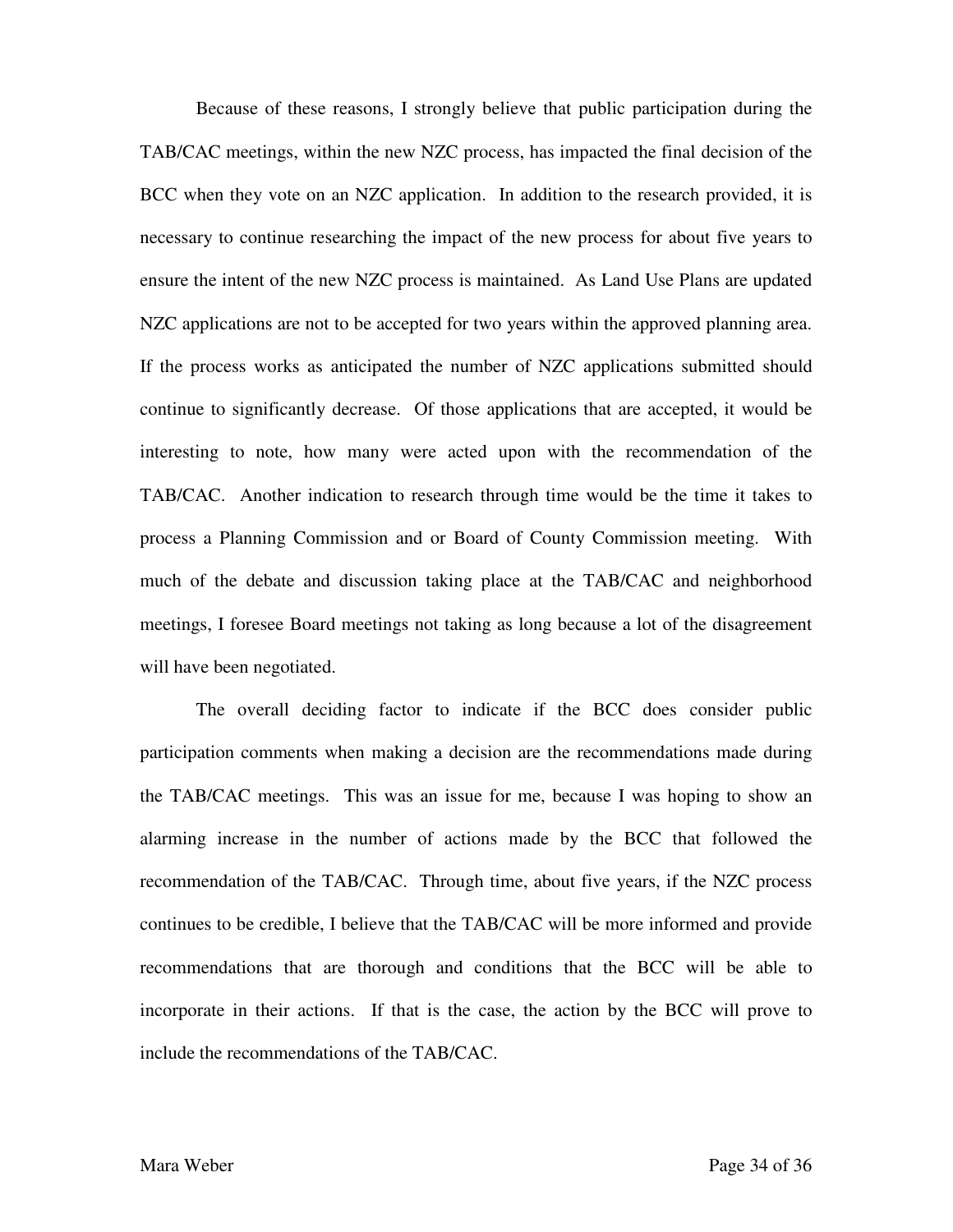Because of these reasons, I strongly believe that public participation during the TAB/CAC meetings, within the new NZC process, has impacted the final decision of the BCC when they vote on an NZC application. In addition to the research provided, it is necessary to continue researching the impact of the new process for about five years to ensure the intent of the new NZC process is maintained. As Land Use Plans are updated NZC applications are not to be accepted for two years within the approved planning area. If the process works as anticipated the number of NZC applications submitted should continue to significantly decrease. Of those applications that are accepted, it would be interesting to note, how many were acted upon with the recommendation of the TAB/CAC. Another indication to research through time would be the time it takes to process a Planning Commission and or Board of County Commission meeting. With much of the debate and discussion taking place at the TAB/CAC and neighborhood meetings, I foresee Board meetings not taking as long because a lot of the disagreement will have been negotiated.

The overall deciding factor to indicate if the BCC does consider public participation comments when making a decision are the recommendations made during the TAB/CAC meetings. This was an issue for me, because I was hoping to show an alarming increase in the number of actions made by the BCC that followed the recommendation of the TAB/CAC. Through time, about five years, if the NZC process continues to be credible, I believe that the TAB/CAC will be more informed and provide recommendations that are thorough and conditions that the BCC will be able to incorporate in their actions. If that is the case, the action by the BCC will prove to include the recommendations of the TAB/CAC.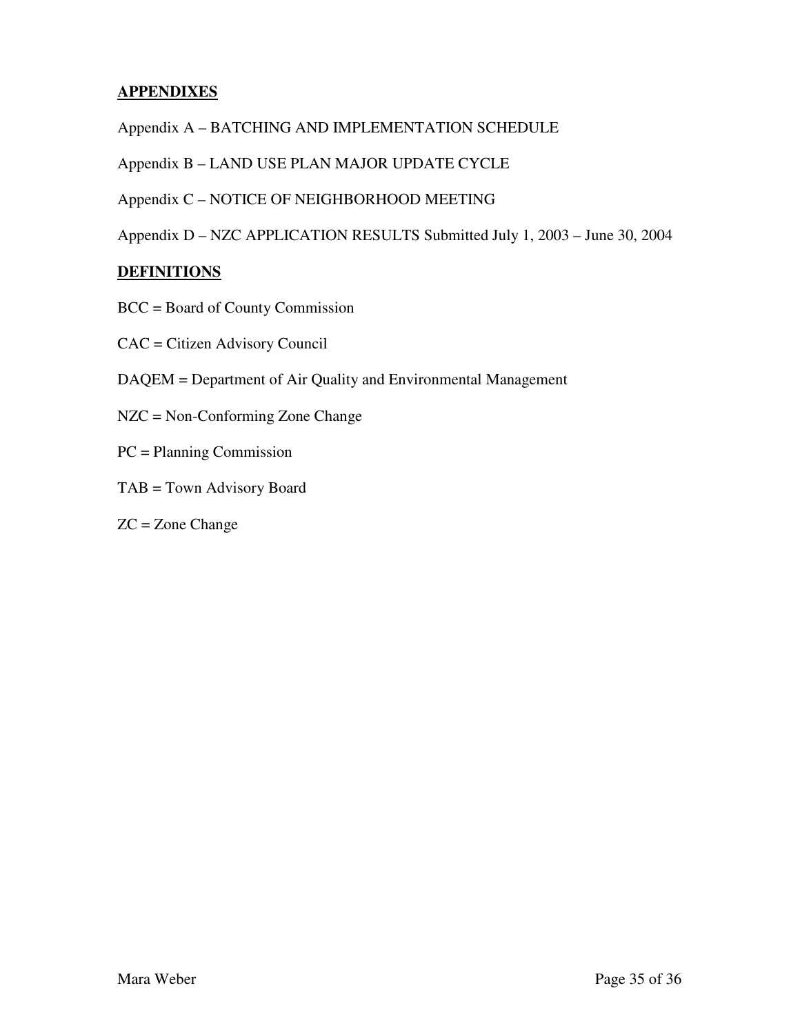## APPENDIXES

Appendix A – BATCHING AND IMPLEMENTATION SCHEDULE

Appendix B – LAND USE PLAN MAJOR UPDATE CYCLE

Appendix C – NOTICE OF NEIGHBORHOOD MEETING

Appendix D – NZC APPLICATION RESULTS Submitted July 1, 2003 – June 30, 2004

## DEFINITIONS

BCC = Board of County Commission

CAC = Citizen Advisory Council

DAQEM = Department of Air Quality and Environmental Management

NZC = Non-Conforming Zone Change

PC = Planning Commission

TAB = Town Advisory Board

ZC = Zone Change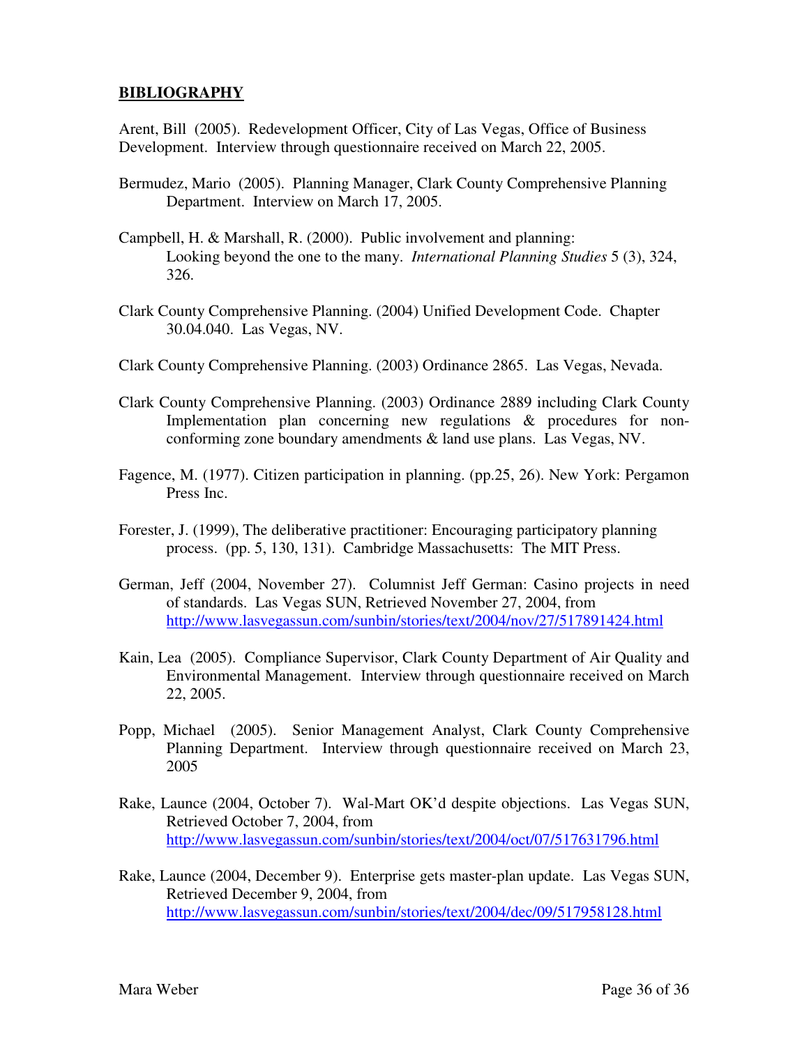## BIBLIOGRAPHY

Arent, Bill (2005). Redevelopment Officer, City of Las Vegas, Office of Business Development. Interview through questionnaire received on March 22, 2005.

Bermudez, Mario (2005). Planning Manager, Clark County Comprehensive Planning Department. Interview on March 17, 2005.

Campbell, H. & Marshall, R. (2000). Public involvement and planning: Looking beyond the one to the many. *International Planning Studies* 5 (3), 324, 326.

Clark County Comprehensive Planning. (2004) Unified Development Code. Chapter 30.04.040. Las Vegas, NV.

Clark County Comprehensive Planning. (2003) Ordinance 2865. Las Vegas, Nevada.

Clark County Comprehensive Planning. (2003) Ordinance 2889 including Clark County Implementation plan concerning new regulations & procedures for non-conforming zone boundary amendments & land use plans. Las Vegas, NV.

Fagence, M. (1977). Citizen participation in planning. (pp.25, 26). New York: Pergamon Press Inc.

Forester, J. (1999), The deliberative practitioner: Encouraging participatory planning process. (pp. 5, 130, 131). Cambridge Massachusetts: The MIT Press.

German, Jeff (2004, November 27). Columnist Jeff German: Casino projects in need of standards. Las Vegas SUN, Retrieved November 27, 2004, from http://www.lasvegassun.com/sunbin/stories/text/2004/nov/27/517891424.html

Kain, Lea (2005). Compliance Supervisor, Clark County Department of Air Quality and Environmental Management. Interview through questionnaire received on March 22, 2005.

Popp, Michael (2005). Senior Management Analyst, Clark County Comprehensive Planning Department. Interview through questionnaire received on March 23, 2005

Rake, Launce (2004, October 7). Wal-Mart OK'd despite objections. Las Vegas SUN, Retrieved October 7, 2004, from http://www.lasvegassun.com/sunbin/stories/text/2004/oct/07/517631796.html

Rake, Launce (2004, December 9). Enterprise gets master-plan update. Las Vegas SUN, Retrieved December 9, 2004, from http://www.lasvegassun.com/sunbin/stories/text/2004/dec/09/517958128.html